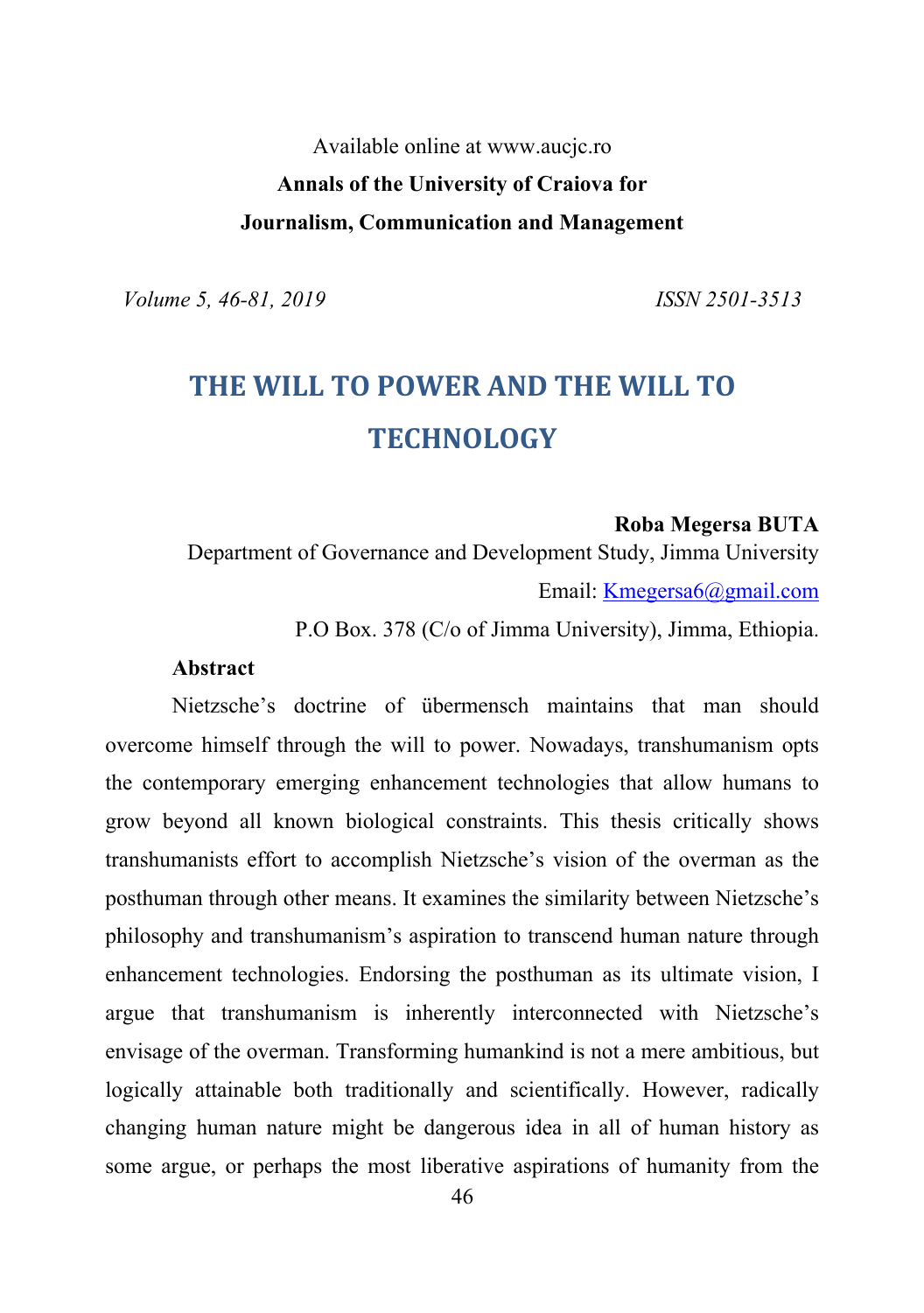Available online at www.aucjc.ro

**Annals of the University of Craiova for Journalism, Communication and Management**

*Volume 5, 46-81, 2019* *ISSN 2501-3513*

# THE WILL TO POWER AND THE WILL TO TECHNOLOGY

**Roba Megersa BUTA**

Department of Governance and Development Study, Jimma University

Email: Kmegersa6@gmail.com

P.O Box. 378 (C/o of Jimma University), Jimma, Ethiopia.

**Abstract**

Nietzsche's doctrine of übermensch maintains that man should overcome himself through the will to power. Nowadays, transhumanism opts the contemporary emerging enhancement technologies that allow humans to grow beyond all known biological constraints. This thesis critically shows transhumanists effort to accomplish Nietzsche's vision of the overman as the posthuman through other means. It examines the similarity between Nietzsche's philosophy and transhumanism's aspiration to transcend human nature through enhancement technologies. Endorsing the posthuman as its ultimate vision, I argue that transhumanism is inherently interconnected with Nietzsche's envisage of the overman. Transforming humankind is not a mere ambitious, but logically attainable both traditionally and scientifically. However, radically changing human nature might be dangerous idea in all of human history as some argue, or perhaps the most liberative aspirations of humanity from the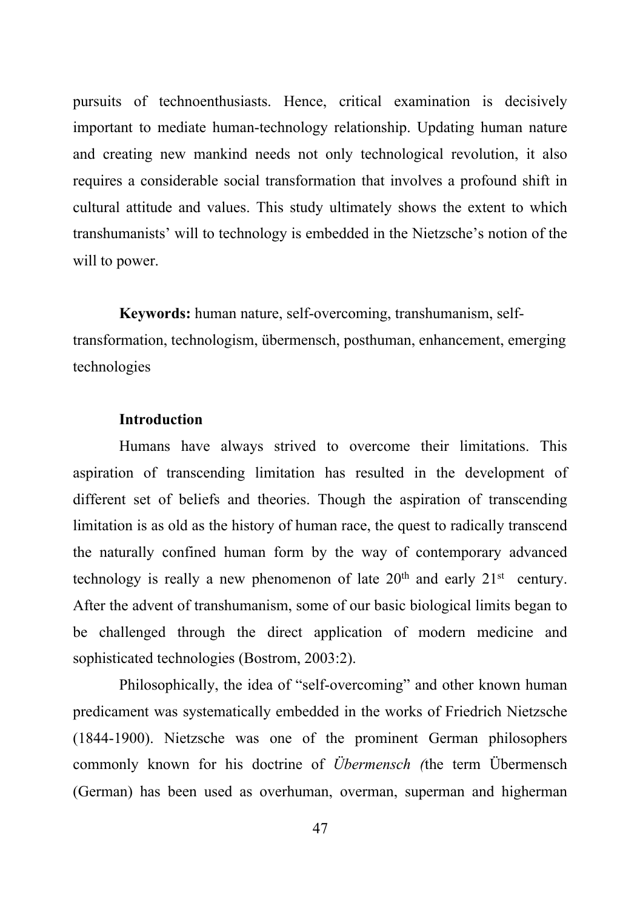pursuits of technoenthusiasts. Hence, critical examination is decisively important to mediate human-technology relationship. Updating human nature and creating new mankind needs not only technological revolution, it also requires a considerable social transformation that involves a profound shift in cultural attitude and values. This study ultimately shows the extent to which transhumanists' will to technology is embedded in the Nietzsche's notion of the will to power.

**Keywords:** human nature, self-overcoming, transhumanism, self-transformation, technologism, übermensch, posthuman, enhancement, emerging technologies

## Introduction

Humans have always strived to overcome their limitations. This aspiration of transcending limitation has resulted in the development of different set of beliefs and theories. Though the aspiration of transcending limitation is as old as the history of human race, the quest to radically transcend the naturally confined human form by the way of contemporary advanced technology is really a new phenomenon of late 20th and early 21st century. After the advent of transhumanism, some of our basic biological limits began to be challenged through the direct application of modern medicine and sophisticated technologies (Bostrom, 2003:2).

Philosophically, the idea of "self-overcoming" and other known human predicament was systematically embedded in the works of Friedrich Nietzsche (1844-1900). Nietzsche was one of the prominent German philosophers commonly known for his doctrine of *Übermensch (*the term Übermensch (German) has been used as overhuman, overman, superman and higherman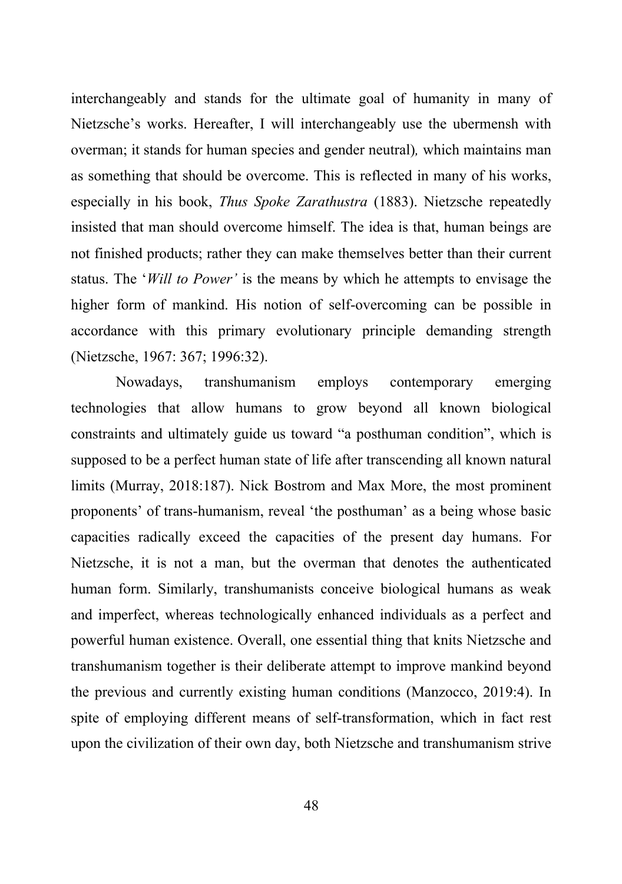interchangeably and stands for the ultimate goal of humanity in many of Nietzsche's works. Hereafter, I will interchangeably use the ubermensh with overman; it stands for human species and gender neutral)*,* which maintains man as something that should be overcome. This is reflected in many of his works, especially in his book, *Thus Spoke Zarathustra* (1883). Nietzsche repeatedly insisted that man should overcome himself. The idea is that, human beings are not finished products; rather they can make themselves better than their current status. The '*Will to Power'* is the means by which he attempts to envisage the higher form of mankind. His notion of self-overcoming can be possible in accordance with this primary evolutionary principle demanding strength (Nietzsche, 1967: 367; 1996:32).

Nowadays, transhumanism employs contemporary emerging technologies that allow humans to grow beyond all known biological constraints and ultimately guide us toward "a posthuman condition", which is supposed to be a perfect human state of life after transcending all known natural limits (Murray, 2018:187). Nick Bostrom and Max More, the most prominent proponents' of trans-humanism, reveal 'the posthuman' as a being whose basic capacities radically exceed the capacities of the present day humans. For Nietzsche, it is not a man, but the overman that denotes the authenticated human form. Similarly, transhumanists conceive biological humans as weak and imperfect, whereas technologically enhanced individuals as a perfect and powerful human existence. Overall, one essential thing that knits Nietzsche and transhumanism together is their deliberate attempt to improve mankind beyond the previous and currently existing human conditions (Manzocco, 2019:4). In spite of employing different means of self-transformation, which in fact rest upon the civilization of their own day, both Nietzsche and transhumanism strive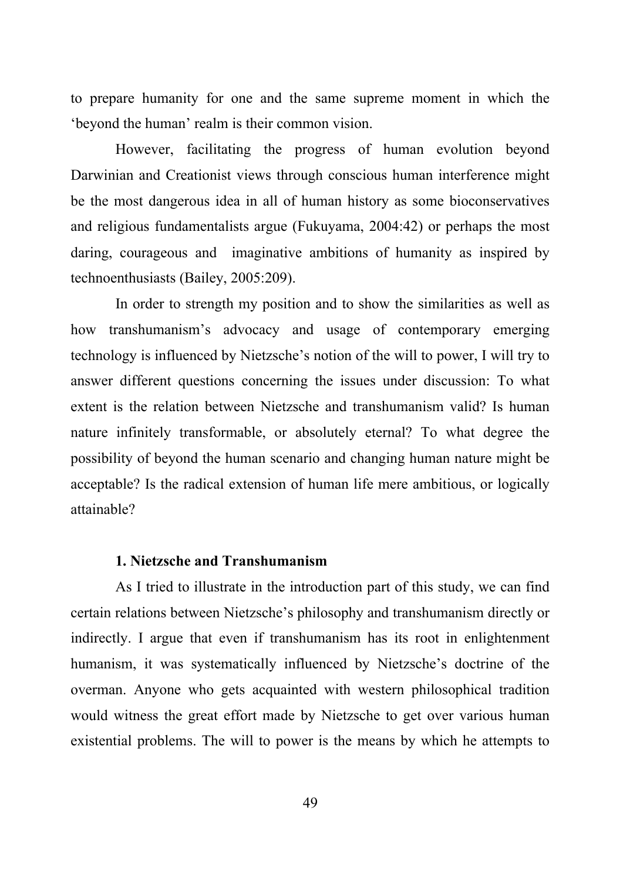to prepare humanity for one and the same supreme moment in which the 'beyond the human' realm is their common vision.

However, facilitating the progress of human evolution beyond Darwinian and Creationist views through conscious human interference might be the most dangerous idea in all of human history as some bioconservatives and religious fundamentalists argue (Fukuyama, 2004:42) or perhaps the most daring, courageous and imaginative ambitions of humanity as inspired by technoenthusiasts (Bailey, 2005:209).

In order to strength my position and to show the similarities as well as how transhumanism's advocacy and usage of contemporary emerging technology is influenced by Nietzsche's notion of the will to power, I will try to answer different questions concerning the issues under discussion: To what extent is the relation between Nietzsche and transhumanism valid? Is human nature infinitely transformable, or absolutely eternal? To what degree the possibility of beyond the human scenario and changing human nature might be acceptable? Is the radical extension of human life mere ambitious, or logically attainable?

### 1. Nietzsche and Transhumanism

As I tried to illustrate in the introduction part of this study, we can find certain relations between Nietzsche's philosophy and transhumanism directly or indirectly. I argue that even if transhumanism has its root in enlightenment humanism, it was systematically influenced by Nietzsche's doctrine of the overman. Anyone who gets acquainted with western philosophical tradition would witness the great effort made by Nietzsche to get over various human existential problems. The will to power is the means by which he attempts to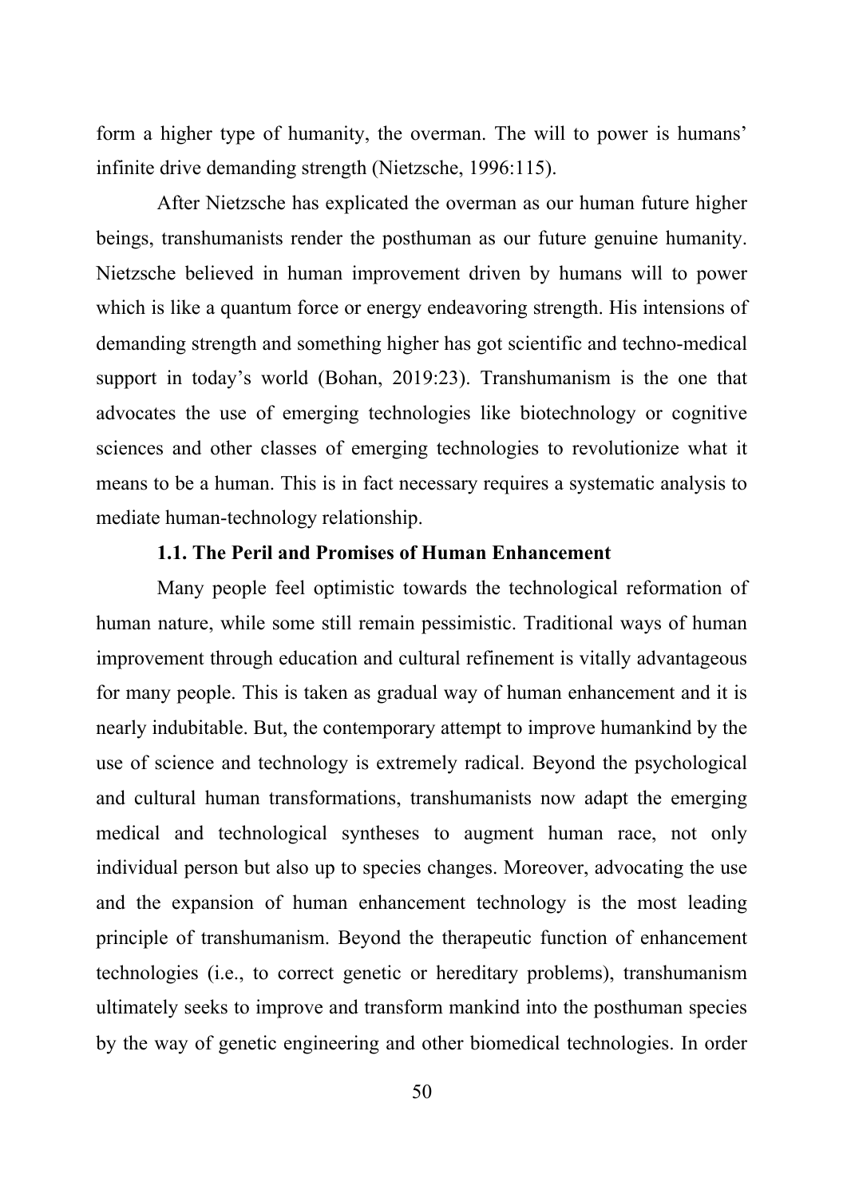form a higher type of humanity, the overman. The will to power is humans' infinite drive demanding strength (Nietzsche, 1996:115).

After Nietzsche has explicated the overman as our human future higher beings, transhumanists render the posthuman as our future genuine humanity. Nietzsche believed in human improvement driven by humans will to power which is like a quantum force or energy endeavoring strength. His intensions of demanding strength and something higher has got scientific and techno-medical support in today's world (Bohan, 2019:23). Transhumanism is the one that advocates the use of emerging technologies like biotechnology or cognitive sciences and other classes of emerging technologies to revolutionize what it means to be a human. This is in fact necessary requires a systematic analysis to mediate human-technology relationship.

### 1.1. The Peril and Promises of Human Enhancement

Many people feel optimistic towards the technological reformation of human nature, while some still remain pessimistic. Traditional ways of human improvement through education and cultural refinement is vitally advantageous for many people. This is taken as gradual way of human enhancement and it is nearly indubitable. But, the contemporary attempt to improve humankind by the use of science and technology is extremely radical. Beyond the psychological and cultural human transformations, transhumanists now adapt the emerging medical and technological syntheses to augment human race, not only individual person but also up to species changes. Moreover, advocating the use and the expansion of human enhancement technology is the most leading principle of transhumanism. Beyond the therapeutic function of enhancement technologies (i.e., to correct genetic or hereditary problems), transhumanism ultimately seeks to improve and transform mankind into the posthuman species by the way of genetic engineering and other biomedical technologies. In order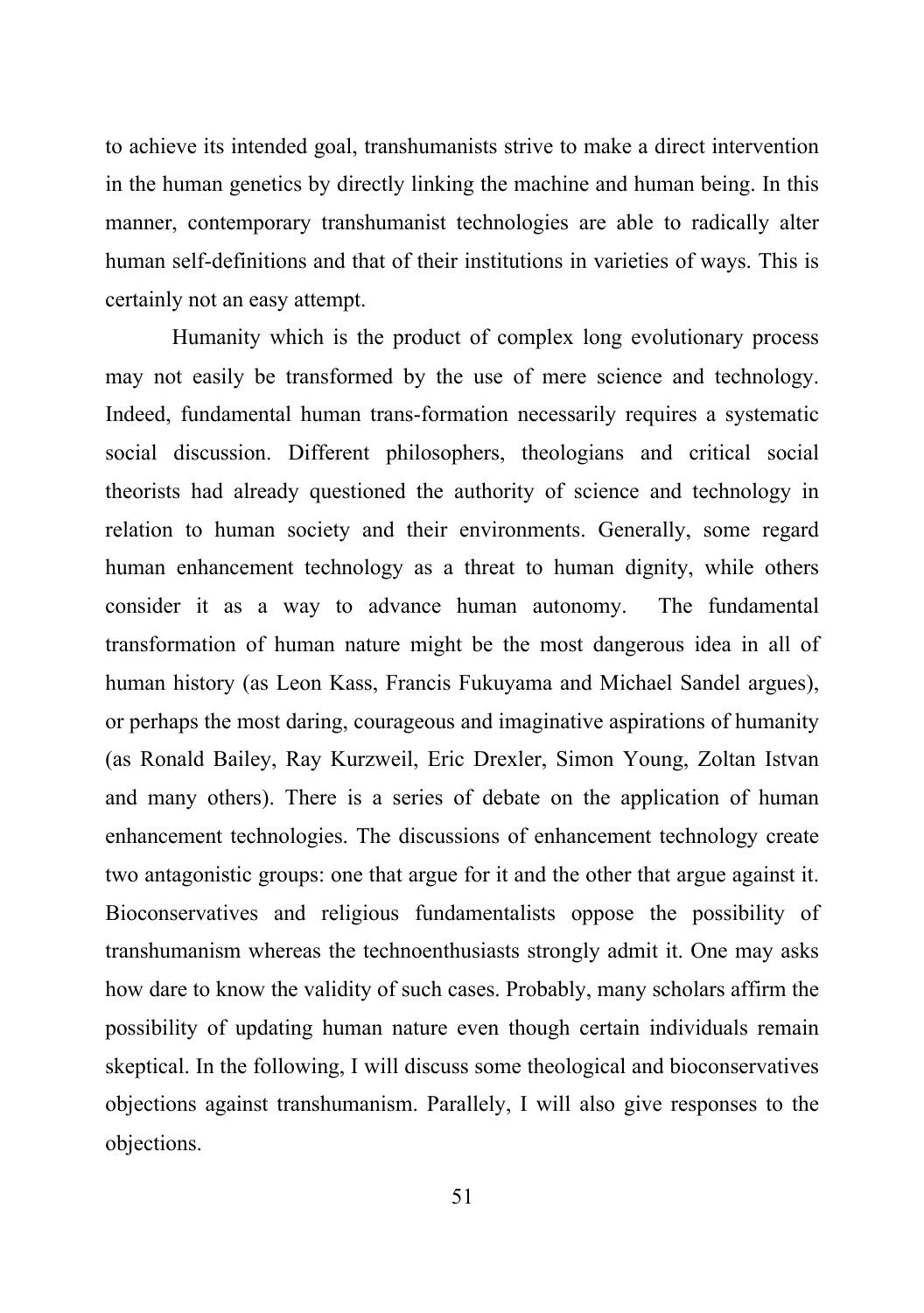to achieve its intended goal, transhumanists strive to make a direct intervention in the human genetics by directly linking the machine and human being. In this manner, contemporary transhumanist technologies are able to radically alter human self-definitions and that of their institutions in varieties of ways. This is certainly not an easy attempt.

Humanity which is the product of complex long evolutionary process may not easily be transformed by the use of mere science and technology. Indeed, fundamental human trans-formation necessarily requires a systematic social discussion. Different philosophers, theologians and critical social theorists had already questioned the authority of science and technology in relation to human society and their environments. Generally, some regard human enhancement technology as a threat to human dignity, while others consider it as a way to advance human autonomy. The fundamental transformation of human nature might be the most dangerous idea in all of human history (as Leon Kass, Francis Fukuyama and Michael Sandel argues), or perhaps the most daring, courageous and imaginative aspirations of humanity (as Ronald Bailey, Ray Kurzweil, Eric Drexler, Simon Young, Zoltan Istvan and many others). There is a series of debate on the application of human enhancement technologies. The discussions of enhancement technology create two antagonistic groups: one that argue for it and the other that argue against it. Bioconservatives and religious fundamentalists oppose the possibility of transhumanism whereas the technoenthusiasts strongly admit it. One may asks how dare to know the validity of such cases. Probably, many scholars affirm the possibility of updating human nature even though certain individuals remain skeptical. In the following, I will discuss some theological and bioconservatives objections against transhumanism. Parallely, I will also give responses to the objections.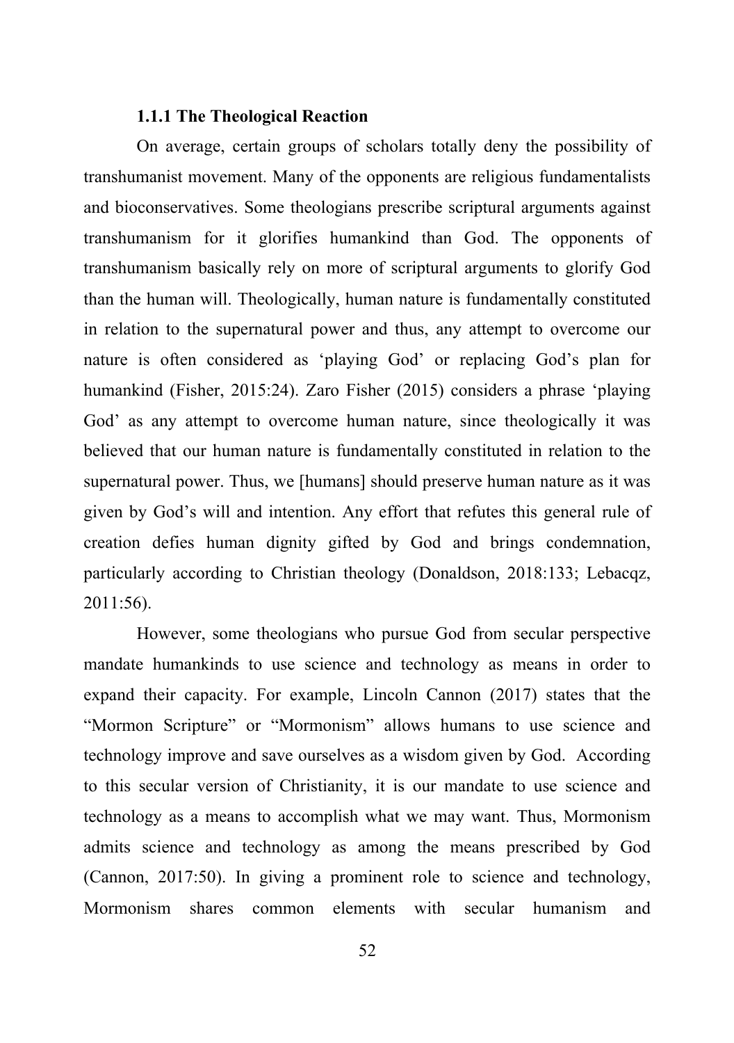### 1.1.1 The Theological Reaction

On average, certain groups of scholars totally deny the possibility of transhumanist movement. Many of the opponents are religious fundamentalists and bioconservatives. Some theologians prescribe scriptural arguments against transhumanism for it glorifies humankind than God. The opponents of transhumanism basically rely on more of scriptural arguments to glorify God than the human will. Theologically, human nature is fundamentally constituted in relation to the supernatural power and thus, any attempt to overcome our nature is often considered as 'playing God' or replacing God's plan for humankind (Fisher, 2015:24). Zaro Fisher (2015) considers a phrase 'playing God' as any attempt to overcome human nature, since theologically it was believed that our human nature is fundamentally constituted in relation to the supernatural power. Thus, we [humans] should preserve human nature as it was given by God's will and intention. Any effort that refutes this general rule of creation defies human dignity gifted by God and brings condemnation, particularly according to Christian theology (Donaldson, 2018:133; Lebacqz, 2011:56).

However, some theologians who pursue God from secular perspective mandate humankinds to use science and technology as means in order to expand their capacity. For example, Lincoln Cannon (2017) states that the "Mormon Scripture" or "Mormonism" allows humans to use science and technology improve and save ourselves as a wisdom given by God. According to this secular version of Christianity, it is our mandate to use science and technology as a means to accomplish what we may want. Thus, Mormonism admits science and technology as among the means prescribed by God (Cannon, 2017:50). In giving a prominent role to science and technology, Mormonism shares common elements with secular humanism and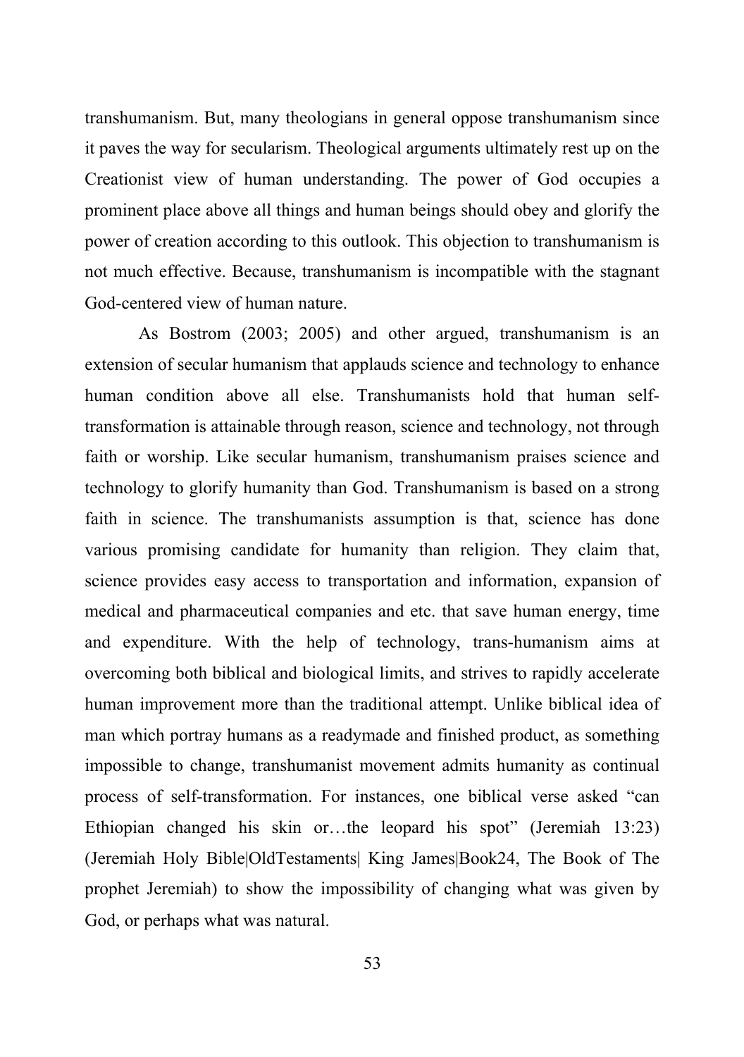transhumanism. But, many theologians in general oppose transhumanism since it paves the way for secularism. Theological arguments ultimately rest up on the Creationist view of human understanding. The power of God occupies a prominent place above all things and human beings should obey and glorify the power of creation according to this outlook. This objection to transhumanism is not much effective. Because, transhumanism is incompatible with the stagnant God-centered view of human nature.

As Bostrom (2003; 2005) and other argued, transhumanism is an extension of secular humanism that applauds science and technology to enhance human condition above all else. Transhumanists hold that human self-transformation is attainable through reason, science and technology, not through faith or worship. Like secular humanism, transhumanism praises science and technology to glorify humanity than God. Transhumanism is based on a strong faith in science. The transhumanists assumption is that, science has done various promising candidate for humanity than religion. They claim that, science provides easy access to transportation and information, expansion of medical and pharmaceutical companies and etc. that save human energy, time and expenditure. With the help of technology, trans-humanism aims at overcoming both biblical and biological limits, and strives to rapidly accelerate human improvement more than the traditional attempt. Unlike biblical idea of man which portray humans as a readymade and finished product, as something impossible to change, transhumanist movement admits humanity as continual process of self-transformation. For instances, one biblical verse asked "can Ethiopian changed his skin or…the leopard his spot" (Jeremiah 13:23) (Jeremiah Holy Bible|OldTestaments| King James|Book24, The Book of The prophet Jeremiah) to show the impossibility of changing what was given by God, or perhaps what was natural.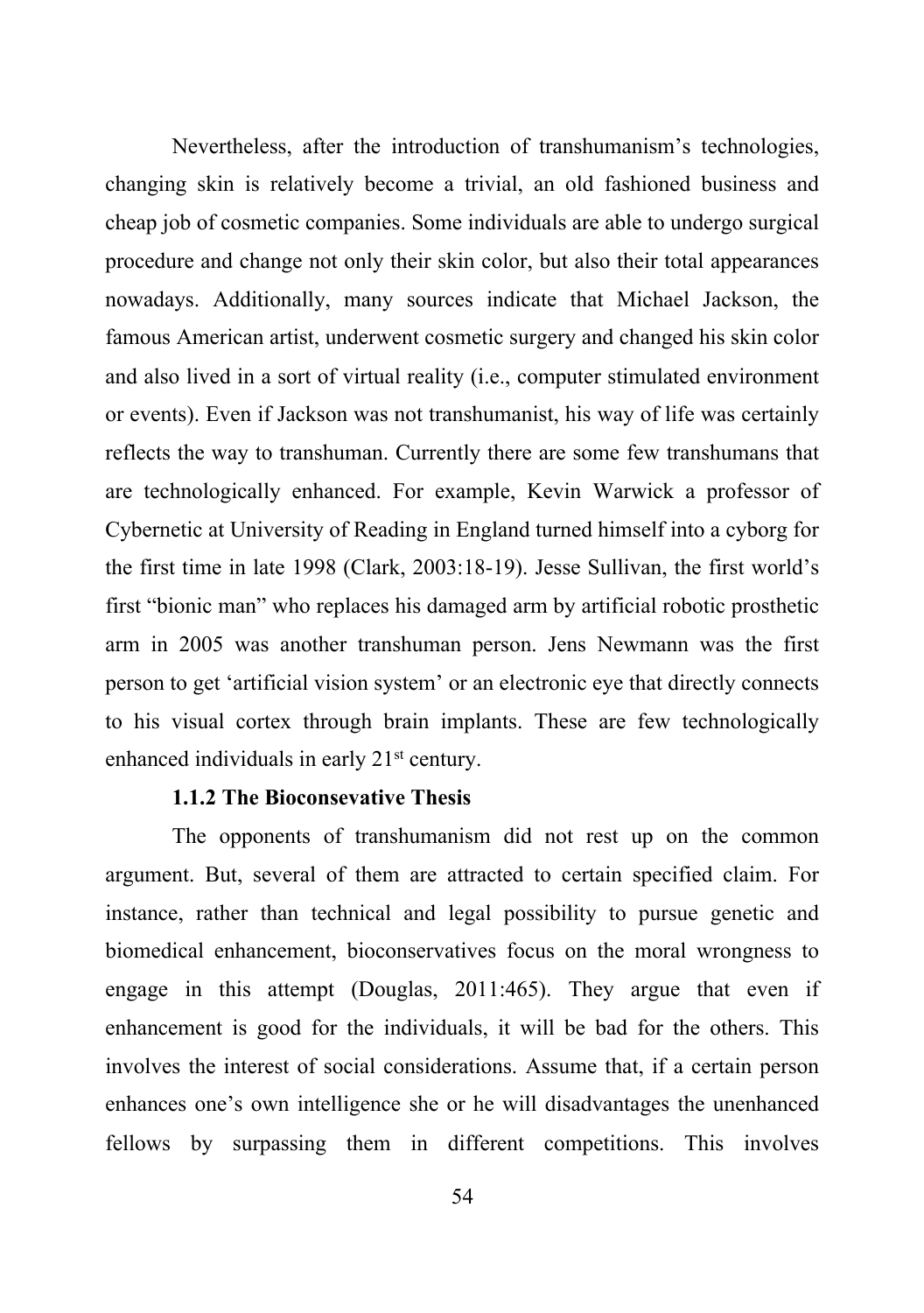Nevertheless, after the introduction of transhumanism's technologies, changing skin is relatively become a trivial, an old fashioned business and cheap job of cosmetic companies. Some individuals are able to undergo surgical procedure and change not only their skin color, but also their total appearances nowadays. Additionally, many sources indicate that Michael Jackson, the famous American artist, underwent cosmetic surgery and changed his skin color and also lived in a sort of virtual reality (i.e., computer stimulated environment or events). Even if Jackson was not transhumanist, his way of life was certainly reflects the way to transhuman. Currently there are some few transhumans that are technologically enhanced. For example, Kevin Warwick a professor of Cybernetic at University of Reading in England turned himself into a cyborg for the first time in late 1998 (Clark, 2003:18-19). Jesse Sullivan, the first world's first "bionic man" who replaces his damaged arm by artificial robotic prosthetic arm in 2005 was another transhuman person. Jens Newmann was the first person to get 'artificial vision system' or an electronic eye that directly connects to his visual cortex through brain implants. These are few technologically enhanced individuals in early 21st century.

**1.1.2 The Bioconsevative Thesis**

The opponents of transhumanism did not rest up on the common argument. But, several of them are attracted to certain specified claim. For instance, rather than technical and legal possibility to pursue genetic and biomedical enhancement, bioconservatives focus on the moral wrongness to engage in this attempt (Douglas, 2011:465). They argue that even if enhancement is good for the individuals, it will be bad for the others. This involves the interest of social considerations. Assume that, if a certain person enhances one's own intelligence she or he will disadvantages the unenhanced fellows by surpassing them in different competitions. This involves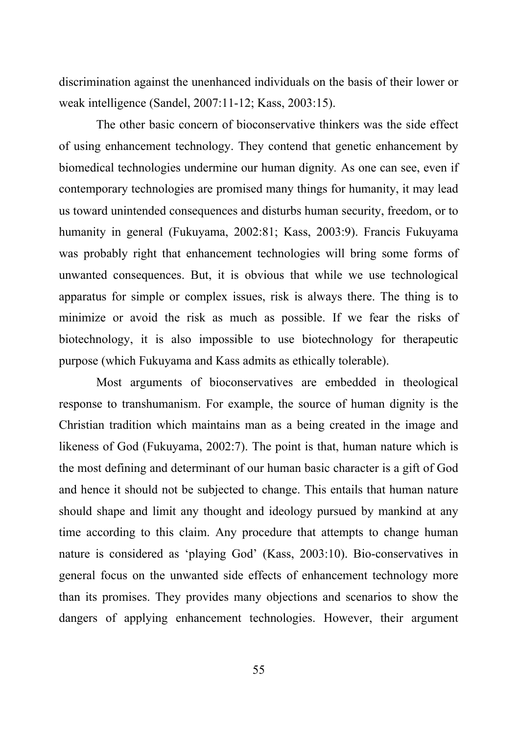discrimination against the unenhanced individuals on the basis of their lower or weak intelligence (Sandel, 2007:11-12; Kass, 2003:15).

The other basic concern of bioconservative thinkers was the side effect of using enhancement technology. They contend that genetic enhancement by biomedical technologies undermine our human dignity. As one can see, even if contemporary technologies are promised many things for humanity, it may lead us toward unintended consequences and disturbs human security, freedom, or to humanity in general (Fukuyama, 2002:81; Kass, 2003:9). Francis Fukuyama was probably right that enhancement technologies will bring some forms of unwanted consequences. But, it is obvious that while we use technological apparatus for simple or complex issues, risk is always there. The thing is to minimize or avoid the risk as much as possible. If we fear the risks of biotechnology, it is also impossible to use biotechnology for therapeutic purpose (which Fukuyama and Kass admits as ethically tolerable).

Most arguments of bioconservatives are embedded in theological response to transhumanism. For example, the source of human dignity is the Christian tradition which maintains man as a being created in the image and likeness of God (Fukuyama, 2002:7). The point is that, human nature which is the most defining and determinant of our human basic character is a gift of God and hence it should not be subjected to change. This entails that human nature should shape and limit any thought and ideology pursued by mankind at any time according to this claim. Any procedure that attempts to change human nature is considered as 'playing God' (Kass, 2003:10). Bio-conservatives in general focus on the unwanted side effects of enhancement technology more than its promises. They provides many objections and scenarios to show the dangers of applying enhancement technologies. However, their argument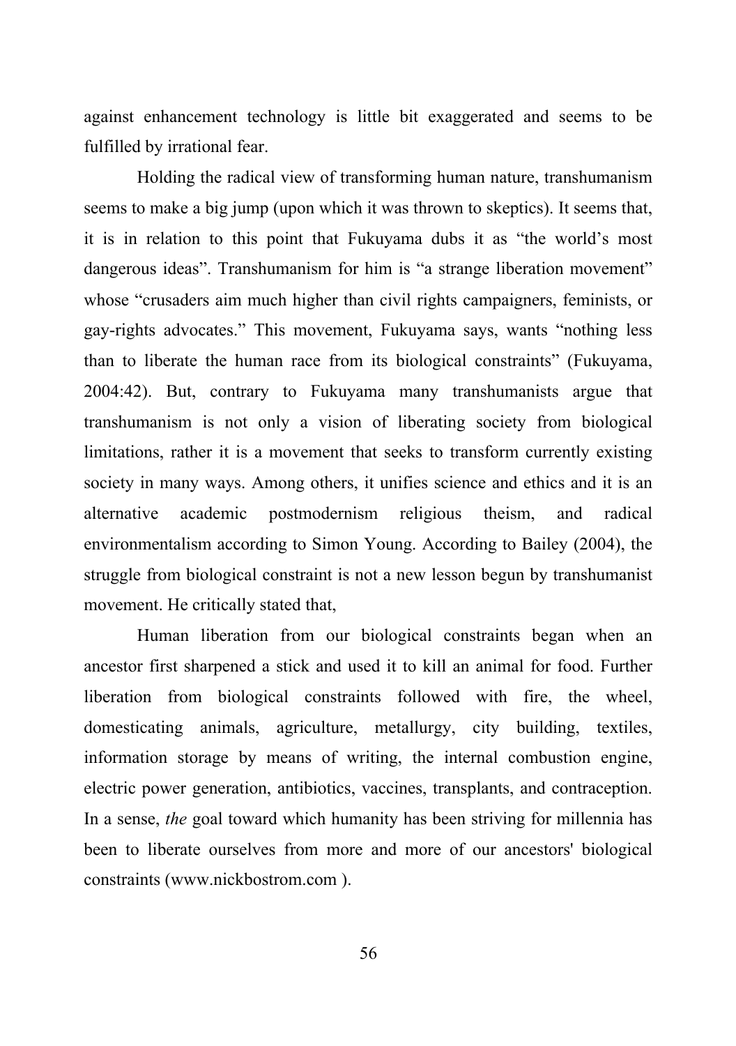against enhancement technology is little bit exaggerated and seems to be fulfilled by irrational fear.

Holding the radical view of transforming human nature, transhumanism seems to make a big jump (upon which it was thrown to skeptics). It seems that, it is in relation to this point that Fukuyama dubs it as “the world’s most dangerous ideas”. Transhumanism for him is “a strange liberation movement” whose “crusaders aim much higher than civil rights campaigners, feminists, or gay-rights advocates.” This movement, Fukuyama says, wants “nothing less than to liberate the human race from its biological constraints” (Fukuyama, 2004:42). But, contrary to Fukuyama many transhumanists argue that transhumanism is not only a vision of liberating society from biological limitations, rather it is a movement that seeks to transform currently existing society in many ways. Among others, it unifies science and ethics and it is an alternative academic postmodernism religious theism, and radical environmentalism according to Simon Young. According to Bailey (2004), the struggle from biological constraint is not a new lesson begun by transhumanist movement. He critically stated that,

Human liberation from our biological constraints began when an ancestor first sharpened a stick and used it to kill an animal for food. Further liberation from biological constraints followed with fire, the wheel, domesticating animals, agriculture, metallurgy, city building, textiles, information storage by means of writing, the internal combustion engine, electric power generation, antibiotics, vaccines, transplants, and contraception. In a sense, *the* goal toward which humanity has been striving for millennia has been to liberate ourselves from more and more of our ancestors' biological constraints (www.nickbostrom.com ).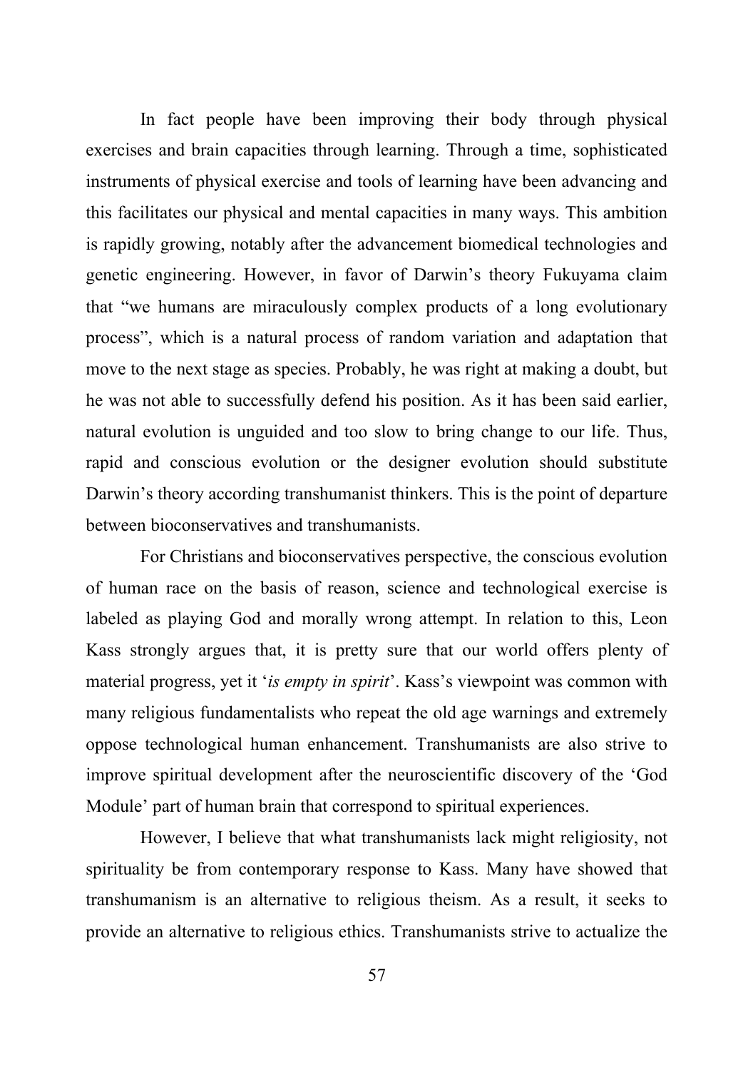In fact people have been improving their body through physical exercises and brain capacities through learning. Through a time, sophisticated instruments of physical exercise and tools of learning have been advancing and this facilitates our physical and mental capacities in many ways. This ambition is rapidly growing, notably after the advancement biomedical technologies and genetic engineering. However, in favor of Darwin's theory Fukuyama claim that "we humans are miraculously complex products of a long evolutionary process", which is a natural process of random variation and adaptation that move to the next stage as species. Probably, he was right at making a doubt, but he was not able to successfully defend his position. As it has been said earlier, natural evolution is unguided and too slow to bring change to our life. Thus, rapid and conscious evolution or the designer evolution should substitute Darwin's theory according transhumanist thinkers. This is the point of departure between bioconservatives and transhumanists.

For Christians and bioconservatives perspective, the conscious evolution of human race on the basis of reason, science and technological exercise is labeled as playing God and morally wrong attempt. In relation to this, Leon Kass strongly argues that, it is pretty sure that our world offers plenty of material progress, yet it '*is empty in spirit*'. Kass's viewpoint was common with many religious fundamentalists who repeat the old age warnings and extremely oppose technological human enhancement. Transhumanists are also strive to improve spiritual development after the neuroscientific discovery of the 'God Module' part of human brain that correspond to spiritual experiences.

However, I believe that what transhumanists lack might religiosity, not spirituality be from contemporary response to Kass. Many have showed that transhumanism is an alternative to religious theism. As a result, it seeks to provide an alternative to religious ethics. Transhumanists strive to actualize the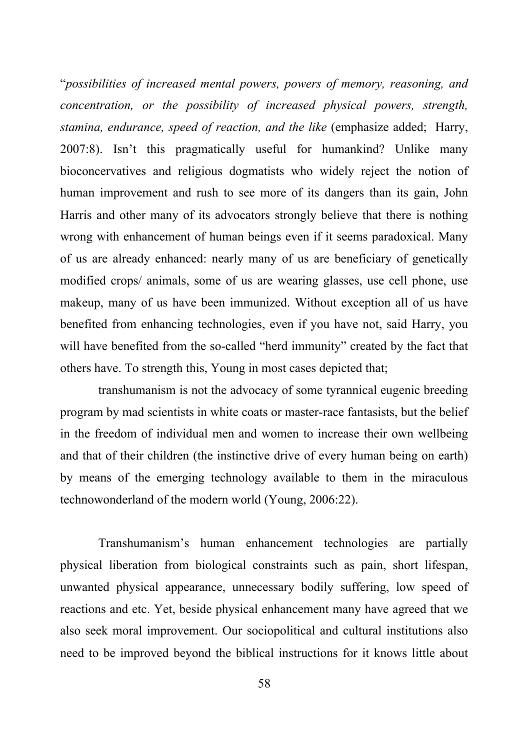"*possibilities of increased mental powers, powers of memory, reasoning, and concentration, or the possibility of increased physical powers, strength, stamina, endurance, speed of reaction, and the like* (emphasize added; Harry, 2007:8). Isn't this pragmatically useful for humankind? Unlike many bioconcervatives and religious dogmatists who widely reject the notion of human improvement and rush to see more of its dangers than its gain, John Harris and other many of its advocators strongly believe that there is nothing wrong with enhancement of human beings even if it seems paradoxical. Many of us are already enhanced: nearly many of us are beneficiary of genetically modified crops/ animals, some of us are wearing glasses, use cell phone, use makeup, many of us have been immunized. Without exception all of us have benefited from enhancing technologies, even if you have not, said Harry, you will have benefited from the so-called "herd immunity" created by the fact that others have. To strength this, Young in most cases depicted that;

> transhumanism is not the advocacy of some tyrannical eugenic breeding program by mad scientists in white coats or master-race fantasists, but the belief in the freedom of individual men and women to increase their own wellbeing and that of their children (the instinctive drive of every human being on earth) by means of the emerging technology available to them in the miraculous technowonderland of the modern world (Young, 2006:22).

Transhumanism's human enhancement technologies are partially physical liberation from biological constraints such as pain, short lifespan, unwanted physical appearance, unnecessary bodily suffering, low speed of reactions and etc. Yet, beside physical enhancement many have agreed that we also seek moral improvement. Our sociopolitical and cultural institutions also need to be improved beyond the biblical instructions for it knows little about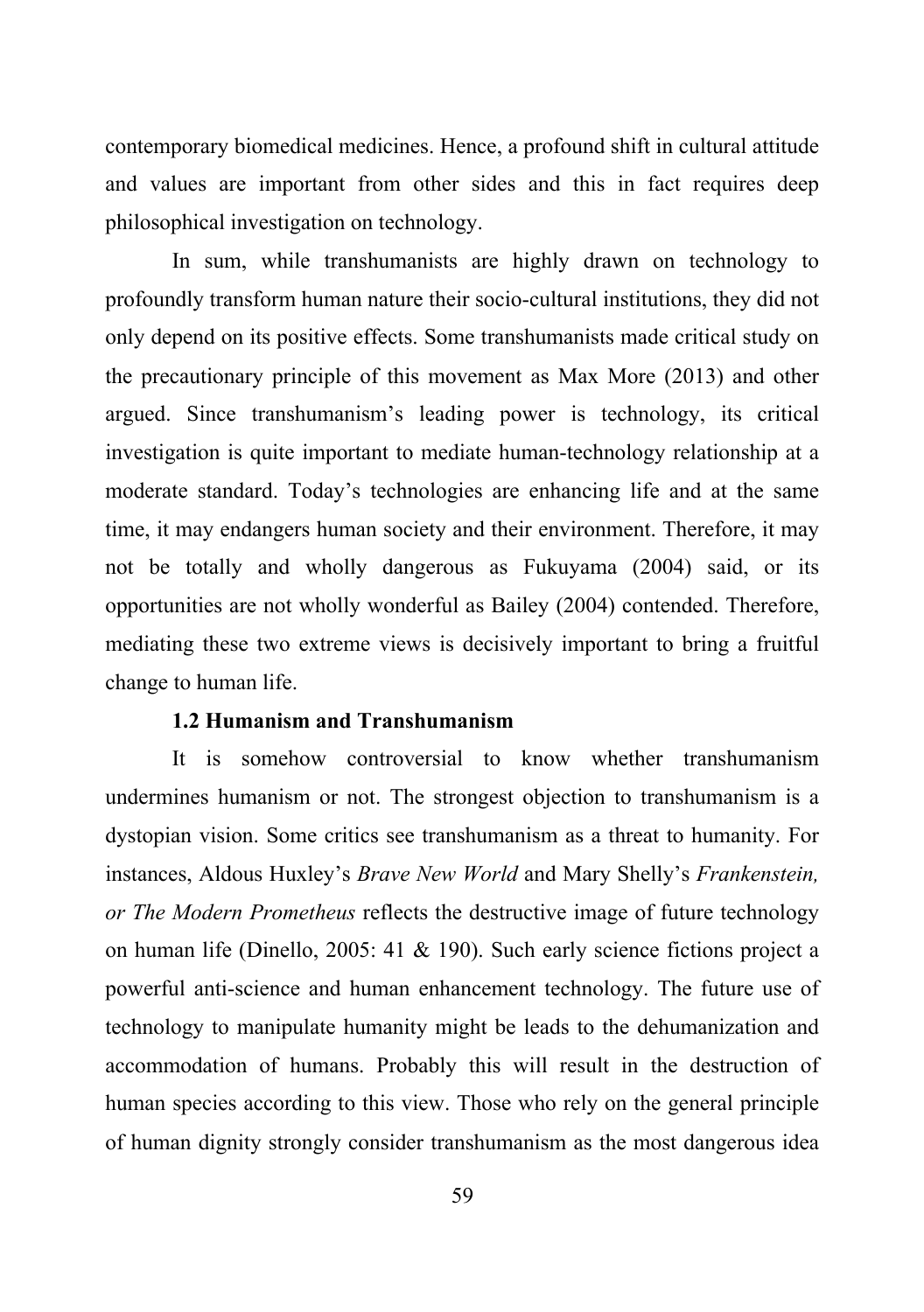contemporary biomedical medicines. Hence, a profound shift in cultural attitude and values are important from other sides and this in fact requires deep philosophical investigation on technology.

In sum, while transhumanists are highly drawn on technology to profoundly transform human nature their socio-cultural institutions, they did not only depend on its positive effects. Some transhumanists made critical study on the precautionary principle of this movement as Max More (2013) and other argued. Since transhumanism's leading power is technology, its critical investigation is quite important to mediate human-technology relationship at a moderate standard. Today's technologies are enhancing life and at the same time, it may endangers human society and their environment. Therefore, it may not be totally and wholly dangerous as Fukuyama (2004) said, or its opportunities are not wholly wonderful as Bailey (2004) contended. Therefore, mediating these two extreme views is decisively important to bring a fruitful change to human life.

### 1.2 Humanism and Transhumanism

It is somehow controversial to know whether transhumanism undermines humanism or not. The strongest objection to transhumanism is a dystopian vision. Some critics see transhumanism as a threat to humanity. For instances, Aldous Huxley's *Brave New World* and Mary Shelly's *Frankenstein, or The Modern Prometheus* reflects the destructive image of future technology on human life (Dinello, 2005: 41 & 190). Such early science fictions project a powerful anti-science and human enhancement technology. The future use of technology to manipulate humanity might be leads to the dehumanization and accommodation of humans. Probably this will result in the destruction of human species according to this view. Those who rely on the general principle of human dignity strongly consider transhumanism as the most dangerous idea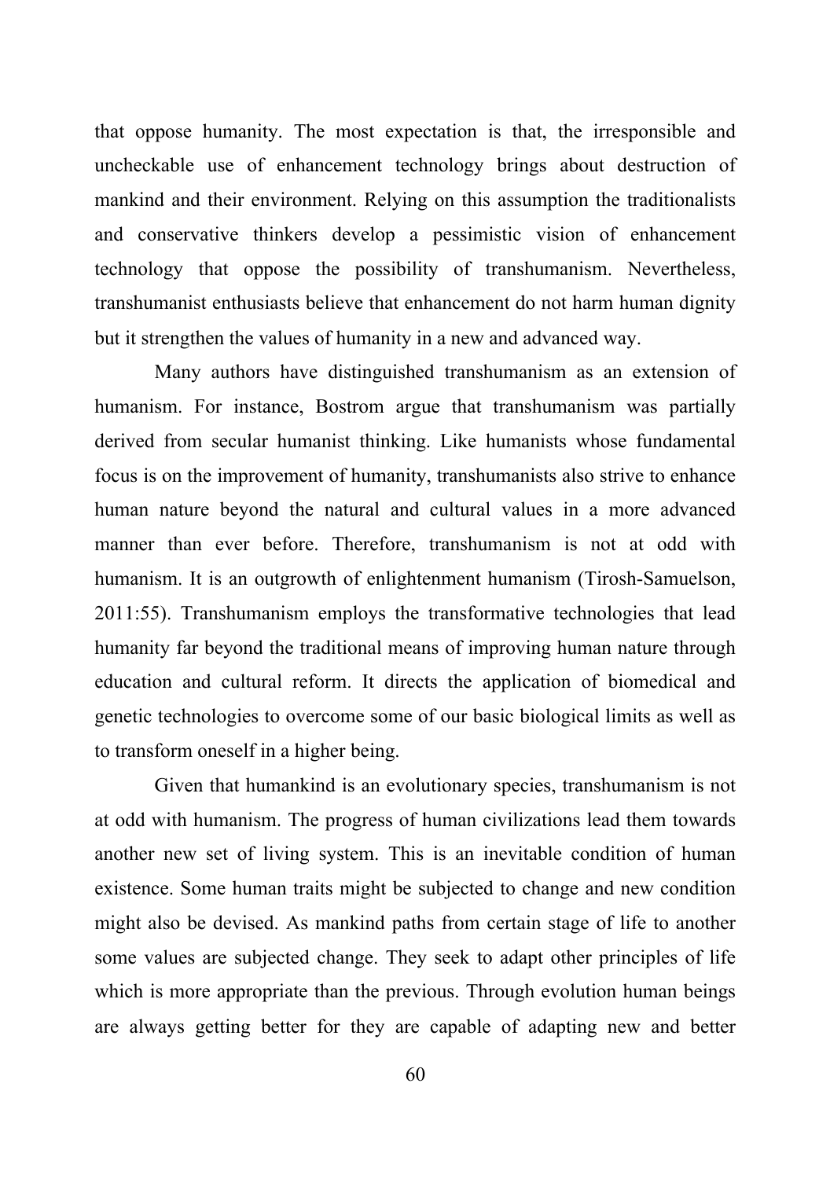that oppose humanity. The most expectation is that, the irresponsible and uncheckable use of enhancement technology brings about destruction of mankind and their environment. Relying on this assumption the traditionalists and conservative thinkers develop a pessimistic vision of enhancement technology that oppose the possibility of transhumanism. Nevertheless, transhumanist enthusiasts believe that enhancement do not harm human dignity but it strengthen the values of humanity in a new and advanced way.

Many authors have distinguished transhumanism as an extension of humanism. For instance, Bostrom argue that transhumanism was partially derived from secular humanist thinking. Like humanists whose fundamental focus is on the improvement of humanity, transhumanists also strive to enhance human nature beyond the natural and cultural values in a more advanced manner than ever before. Therefore, transhumanism is not at odd with humanism. It is an outgrowth of enlightenment humanism (Tirosh-Samuelson, 2011:55). Transhumanism employs the transformative technologies that lead humanity far beyond the traditional means of improving human nature through education and cultural reform. It directs the application of biomedical and genetic technologies to overcome some of our basic biological limits as well as to transform oneself in a higher being.

Given that humankind is an evolutionary species, transhumanism is not at odd with humanism. The progress of human civilizations lead them towards another new set of living system. This is an inevitable condition of human existence. Some human traits might be subjected to change and new condition might also be devised. As mankind paths from certain stage of life to another some values are subjected change. They seek to adapt other principles of life which is more appropriate than the previous. Through evolution human beings are always getting better for they are capable of adapting new and better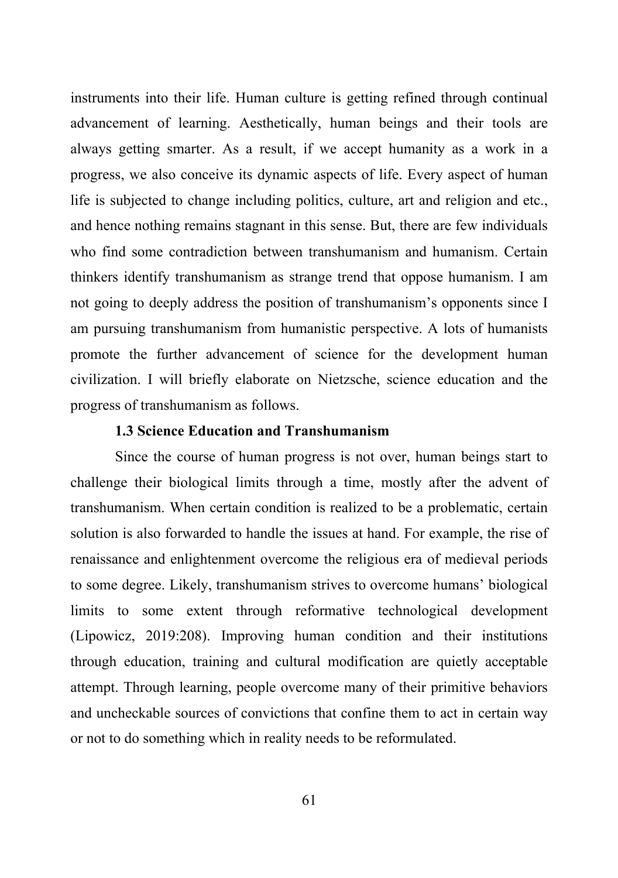instruments into their life. Human culture is getting refined through continual advancement of learning. Aesthetically, human beings and their tools are always getting smarter. As a result, if we accept humanity as a work in a progress, we also conceive its dynamic aspects of life. Every aspect of human life is subjected to change including politics, culture, art and religion and etc., and hence nothing remains stagnant in this sense. But, there are few individuals who find some contradiction between transhumanism and humanism. Certain thinkers identify transhumanism as strange trend that oppose humanism. I am not going to deeply address the position of transhumanism's opponents since I am pursuing transhumanism from humanistic perspective. A lots of humanists promote the further advancement of science for the development human civilization. I will briefly elaborate on Nietzsche, science education and the progress of transhumanism as follows.

### 1.3 Science Education and Transhumanism

Since the course of human progress is not over, human beings start to challenge their biological limits through a time, mostly after the advent of transhumanism. When certain condition is realized to be a problematic, certain solution is also forwarded to handle the issues at hand. For example, the rise of renaissance and enlightenment overcome the religious era of medieval periods to some degree. Likely, transhumanism strives to overcome humans' biological limits to some extent through reformative technological development (Lipowicz, 2019:208). Improving human condition and their institutions through education, training and cultural modification are quietly acceptable attempt. Through learning, people overcome many of their primitive behaviors and uncheckable sources of convictions that confine them to act in certain way or not to do something which in reality needs to be reformulated.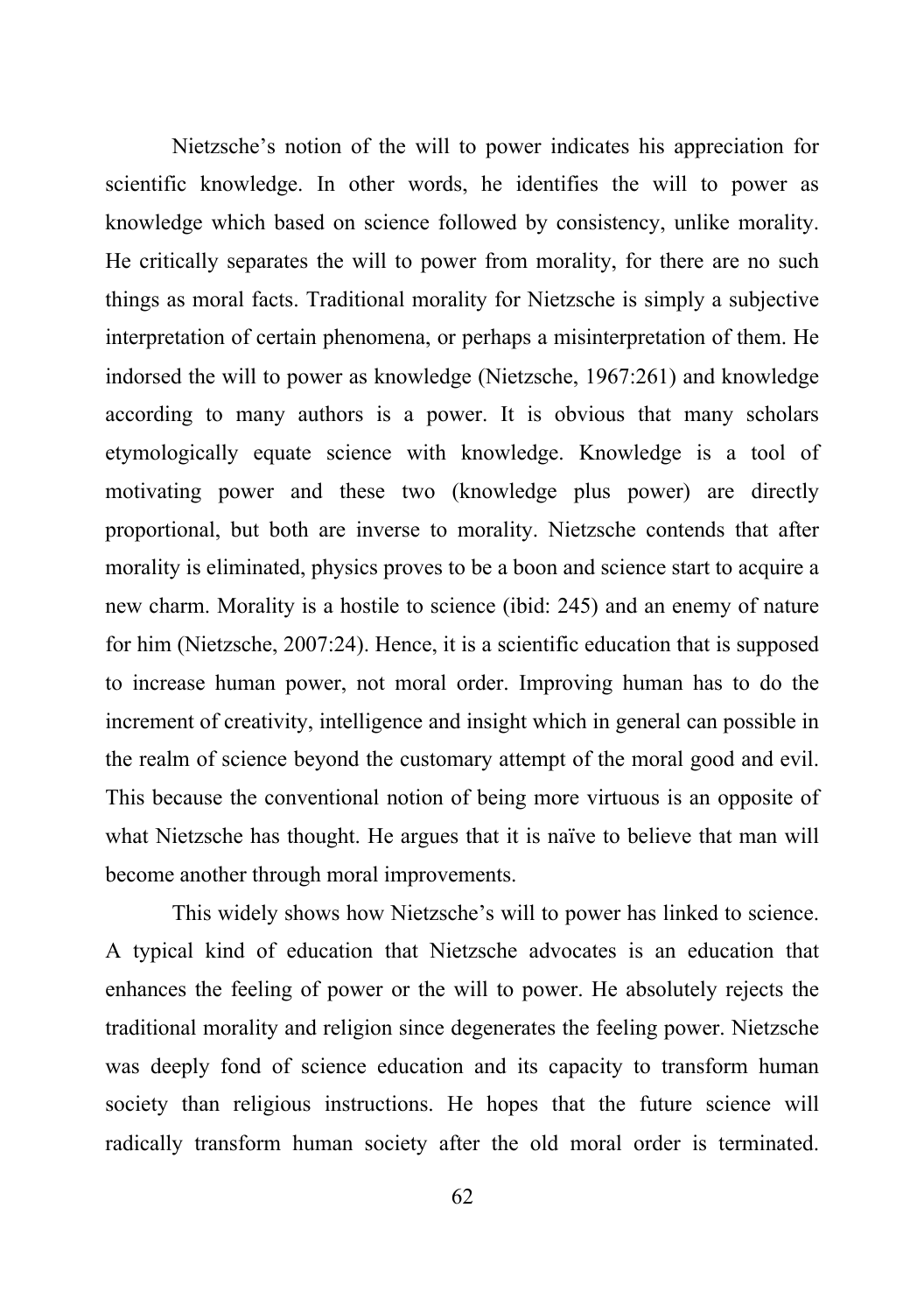Nietzsche's notion of the will to power indicates his appreciation for scientific knowledge. In other words, he identifies the will to power as knowledge which based on science followed by consistency, unlike morality. He critically separates the will to power from morality, for there are no such things as moral facts. Traditional morality for Nietzsche is simply a subjective interpretation of certain phenomena, or perhaps a misinterpretation of them. He indorsed the will to power as knowledge (Nietzsche, 1967:261) and knowledge according to many authors is a power. It is obvious that many scholars etymologically equate science with knowledge. Knowledge is a tool of motivating power and these two (knowledge plus power) are directly proportional, but both are inverse to morality. Nietzsche contends that after morality is eliminated, physics proves to be a boon and science start to acquire a new charm. Morality is a hostile to science (ibid: 245) and an enemy of nature for him (Nietzsche, 2007:24). Hence, it is a scientific education that is supposed to increase human power, not moral order. Improving human has to do the increment of creativity, intelligence and insight which in general can possible in the realm of science beyond the customary attempt of the moral good and evil. This because the conventional notion of being more virtuous is an opposite of what Nietzsche has thought. He argues that it is naïve to believe that man will become another through moral improvements.

This widely shows how Nietzsche's will to power has linked to science. A typical kind of education that Nietzsche advocates is an education that enhances the feeling of power or the will to power. He absolutely rejects the traditional morality and religion since degenerates the feeling power. Nietzsche was deeply fond of science education and its capacity to transform human society than religious instructions. He hopes that the future science will radically transform human society after the old moral order is terminated.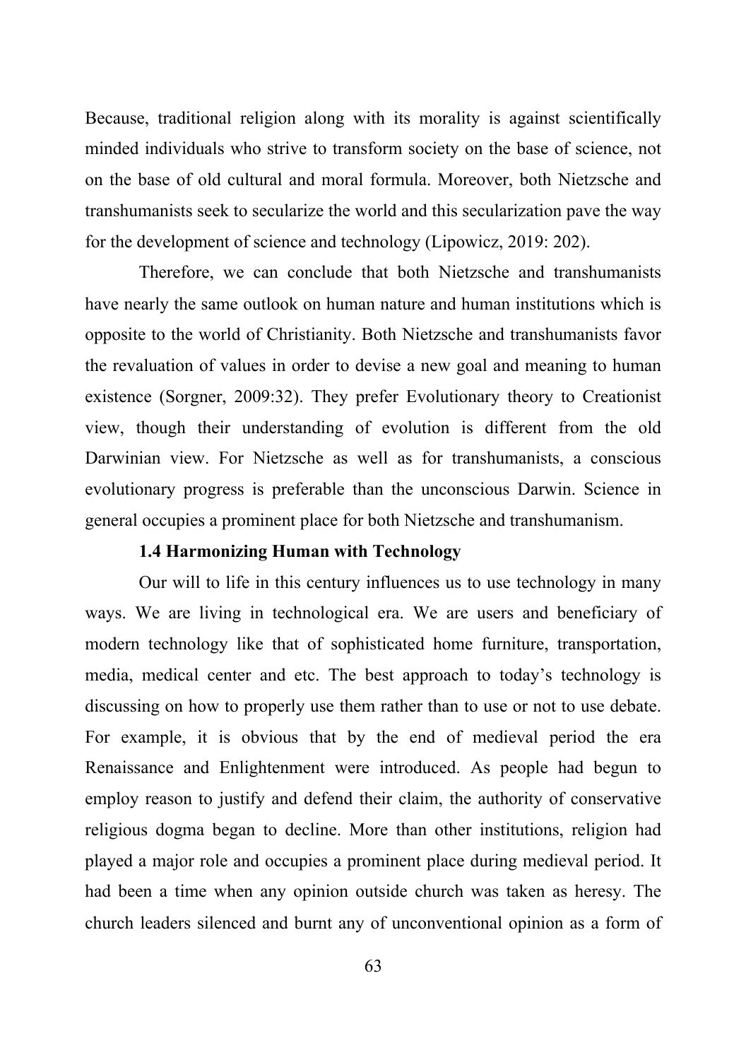Because, traditional religion along with its morality is against scientifically minded individuals who strive to transform society on the base of science, not on the base of old cultural and moral formula. Moreover, both Nietzsche and transhumanists seek to secularize the world and this secularization pave the way for the development of science and technology (Lipowicz, 2019: 202).

Therefore, we can conclude that both Nietzsche and transhumanists have nearly the same outlook on human nature and human institutions which is opposite to the world of Christianity. Both Nietzsche and transhumanists favor the revaluation of values in order to devise a new goal and meaning to human existence (Sorgner, 2009:32). They prefer Evolutionary theory to Creationist view, though their understanding of evolution is different from the old Darwinian view. For Nietzsche as well as for transhumanists, a conscious evolutionary progress is preferable than the unconscious Darwin. Science in general occupies a prominent place for both Nietzsche and transhumanism.

### 1.4 Harmonizing Human with Technology

Our will to life in this century influences us to use technology in many ways. We are living in technological era. We are users and beneficiary of modern technology like that of sophisticated home furniture, transportation, media, medical center and etc. The best approach to today's technology is discussing on how to properly use them rather than to use or not to use debate. For example, it is obvious that by the end of medieval period the era Renaissance and Enlightenment were introduced. As people had begun to employ reason to justify and defend their claim, the authority of conservative religious dogma began to decline. More than other institutions, religion had played a major role and occupies a prominent place during medieval period. It had been a time when any opinion outside church was taken as heresy. The church leaders silenced and burnt any of unconventional opinion as a form of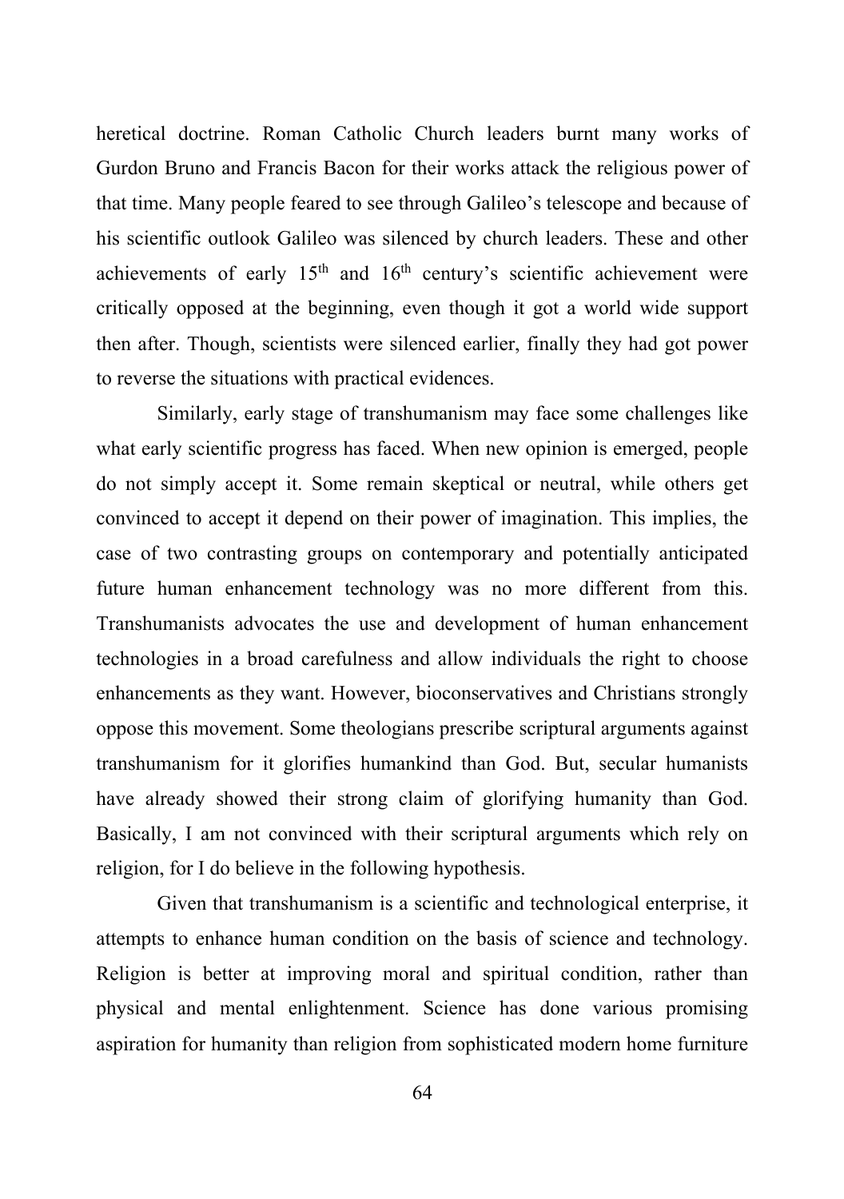heretical doctrine. Roman Catholic Church leaders burnt many works of Gurdon Bruno and Francis Bacon for their works attack the religious power of that time. Many people feared to see through Galileo's telescope and because of his scientific outlook Galileo was silenced by church leaders. These and other achievements of early 15th and 16th century's scientific achievement were critically opposed at the beginning, even though it got a world wide support then after. Though, scientists were silenced earlier, finally they had got power to reverse the situations with practical evidences.

Similarly, early stage of transhumanism may face some challenges like what early scientific progress has faced. When new opinion is emerged, people do not simply accept it. Some remain skeptical or neutral, while others get convinced to accept it depend on their power of imagination. This implies, the case of two contrasting groups on contemporary and potentially anticipated future human enhancement technology was no more different from this. Transhumanists advocates the use and development of human enhancement technologies in a broad carefulness and allow individuals the right to choose enhancements as they want. However, bioconservatives and Christians strongly oppose this movement. Some theologians prescribe scriptural arguments against transhumanism for it glorifies humankind than God. But, secular humanists have already showed their strong claim of glorifying humanity than God. Basically, I am not convinced with their scriptural arguments which rely on religion, for I do believe in the following hypothesis.

Given that transhumanism is a scientific and technological enterprise, it attempts to enhance human condition on the basis of science and technology. Religion is better at improving moral and spiritual condition, rather than physical and mental enlightenment. Science has done various promising aspiration for humanity than religion from sophisticated modern home furniture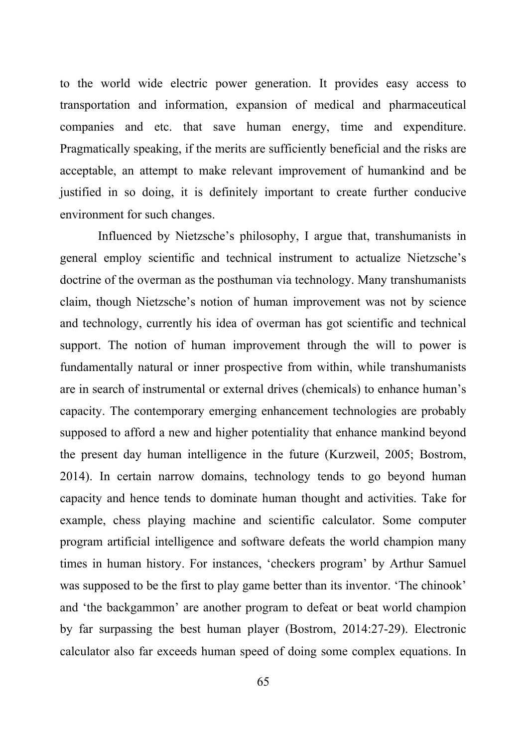to the world wide electric power generation. It provides easy access to transportation and information, expansion of medical and pharmaceutical companies and etc. that save human energy, time and expenditure. Pragmatically speaking, if the merits are sufficiently beneficial and the risks are acceptable, an attempt to make relevant improvement of humankind and be justified in so doing, it is definitely important to create further conducive environment for such changes.

Influenced by Nietzsche's philosophy, I argue that, transhumanists in general employ scientific and technical instrument to actualize Nietzsche's doctrine of the overman as the posthuman via technology. Many transhumanists claim, though Nietzsche's notion of human improvement was not by science and technology, currently his idea of overman has got scientific and technical support. The notion of human improvement through the will to power is fundamentally natural or inner prospective from within, while transhumanists are in search of instrumental or external drives (chemicals) to enhance human's capacity. The contemporary emerging enhancement technologies are probably supposed to afford a new and higher potentiality that enhance mankind beyond the present day human intelligence in the future (Kurzweil, 2005; Bostrom, 2014). In certain narrow domains, technology tends to go beyond human capacity and hence tends to dominate human thought and activities. Take for example, chess playing machine and scientific calculator. Some computer program artificial intelligence and software defeats the world champion many times in human history. For instances, 'checkers program' by Arthur Samuel was supposed to be the first to play game better than its inventor. 'The chinook' and 'the backgammon' are another program to defeat or beat world champion by far surpassing the best human player (Bostrom, 2014:27-29). Electronic calculator also far exceeds human speed of doing some complex equations. In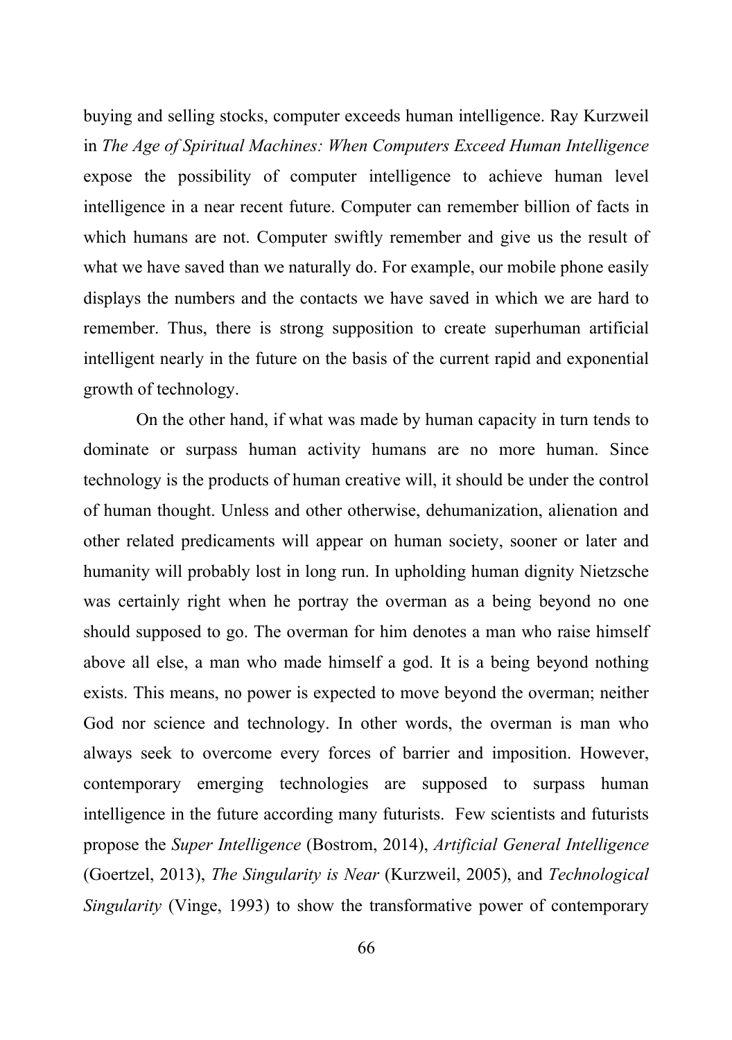buying and selling stocks, computer exceeds human intelligence. Ray Kurzweil in *The Age of Spiritual Machines: When Computers Exceed Human Intelligence* expose the possibility of computer intelligence to achieve human level intelligence in a near recent future. Computer can remember billion of facts in which humans are not. Computer swiftly remember and give us the result of what we have saved than we naturally do. For example, our mobile phone easily displays the numbers and the contacts we have saved in which we are hard to remember. Thus, there is strong supposition to create superhuman artificial intelligent nearly in the future on the basis of the current rapid and exponential growth of technology.

On the other hand, if what was made by human capacity in turn tends to dominate or surpass human activity humans are no more human. Since technology is the products of human creative will, it should be under the control of human thought. Unless and other otherwise, dehumanization, alienation and other related predicaments will appear on human society, sooner or later and humanity will probably lost in long run. In upholding human dignity Nietzsche was certainly right when he portray the overman as a being beyond no one should supposed to go. The overman for him denotes a man who raise himself above all else, a man who made himself a god. It is a being beyond nothing exists. This means, no power is expected to move beyond the overman; neither God nor science and technology. In other words, the overman is man who always seek to overcome every forces of barrier and imposition. However, contemporary emerging technologies are supposed to surpass human intelligence in the future according many futurists. Few scientists and futurists propose the *Super Intelligence* (Bostrom, 2014), *Artificial General Intelligence* (Goertzel, 2013), *The Singularity is Near* (Kurzweil, 2005), and *Technological Singularity* (Vinge, 1993) to show the transformative power of contemporary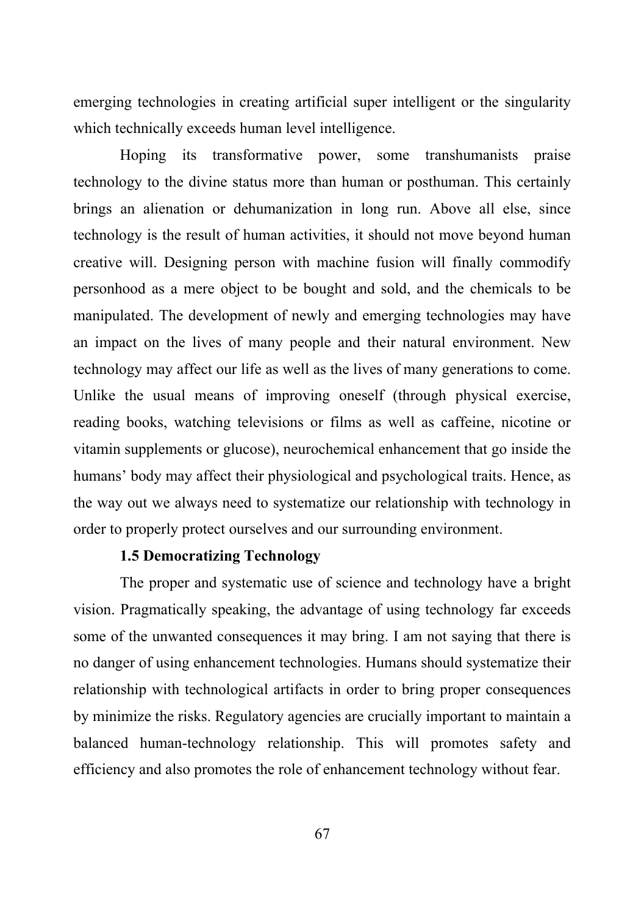emerging technologies in creating artificial super intelligent or the singularity which technically exceeds human level intelligence.

Hoping its transformative power, some transhumanists praise technology to the divine status more than human or posthuman. This certainly brings an alienation or dehumanization in long run. Above all else, since technology is the result of human activities, it should not move beyond human creative will. Designing person with machine fusion will finally commodify personhood as a mere object to be bought and sold, and the chemicals to be manipulated. The development of newly and emerging technologies may have an impact on the lives of many people and their natural environment. New technology may affect our life as well as the lives of many generations to come. Unlike the usual means of improving oneself (through physical exercise, reading books, watching televisions or films as well as caffeine, nicotine or vitamin supplements or glucose), neurochemical enhancement that go inside the humans' body may affect their physiological and psychological traits. Hence, as the way out we always need to systematize our relationship with technology in order to properly protect ourselves and our surrounding environment.

### 1.5 Democratizing Technology

The proper and systematic use of science and technology have a bright vision. Pragmatically speaking, the advantage of using technology far exceeds some of the unwanted consequences it may bring. I am not saying that there is no danger of using enhancement technologies. Humans should systematize their relationship with technological artifacts in order to bring proper consequences by minimize the risks. Regulatory agencies are crucially important to maintain a balanced human-technology relationship. This will promotes safety and efficiency and also promotes the role of enhancement technology without fear.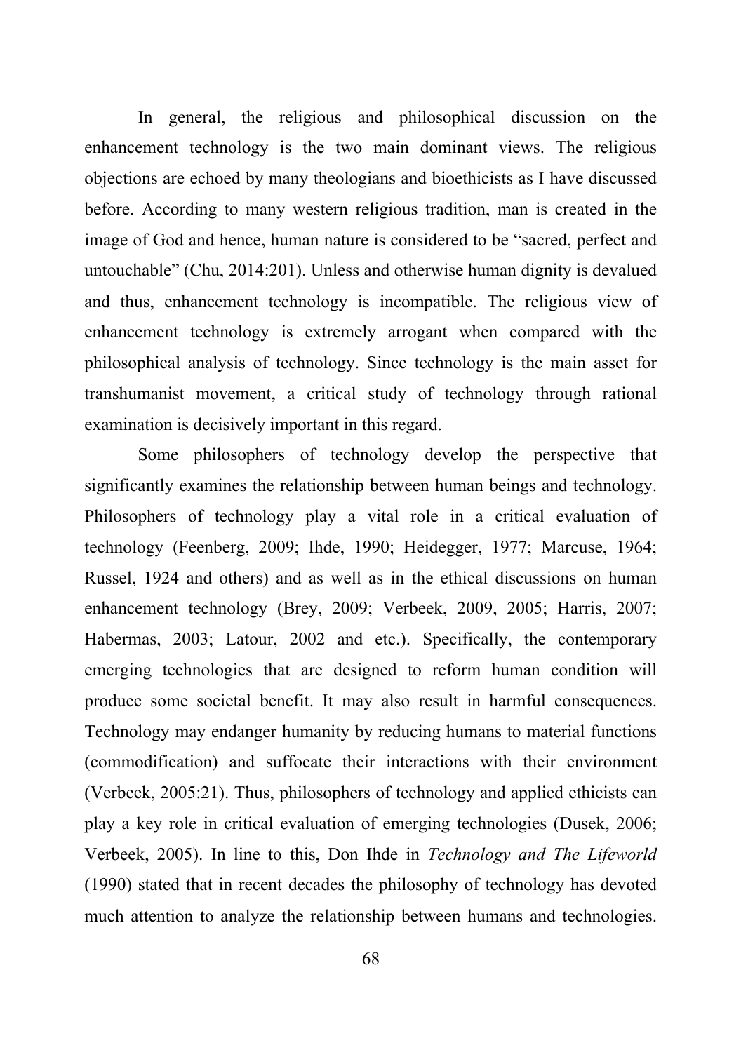In general, the religious and philosophical discussion on the enhancement technology is the two main dominant views. The religious objections are echoed by many theologians and bioethicists as I have discussed before. According to many western religious tradition, man is created in the image of God and hence, human nature is considered to be "sacred, perfect and untouchable" (Chu, 2014:201). Unless and otherwise human dignity is devalued and thus, enhancement technology is incompatible. The religious view of enhancement technology is extremely arrogant when compared with the philosophical analysis of technology. Since technology is the main asset for transhumanist movement, a critical study of technology through rational examination is decisively important in this regard.

Some philosophers of technology develop the perspective that significantly examines the relationship between human beings and technology. Philosophers of technology play a vital role in a critical evaluation of technology (Feenberg, 2009; Ihde, 1990; Heidegger, 1977; Marcuse, 1964; Russel, 1924 and others) and as well as in the ethical discussions on human enhancement technology (Brey, 2009; Verbeek, 2009, 2005; Harris, 2007; Habermas, 2003; Latour, 2002 and etc.). Specifically, the contemporary emerging technologies that are designed to reform human condition will produce some societal benefit. It may also result in harmful consequences. Technology may endanger humanity by reducing humans to material functions (commodification) and suffocate their interactions with their environment (Verbeek, 2005:21). Thus, philosophers of technology and applied ethicists can play a key role in critical evaluation of emerging technologies (Dusek, 2006; Verbeek, 2005). In line to this, Don Ihde in *Technology and The Lifeworld* (1990) stated that in recent decades the philosophy of technology has devoted much attention to analyze the relationship between humans and technologies.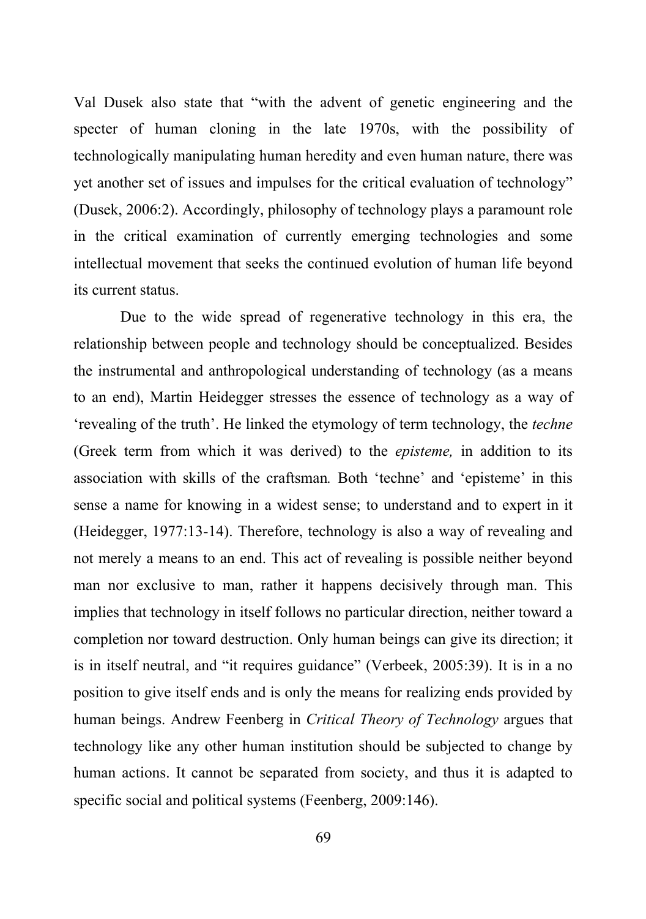Val Dusek also state that "with the advent of genetic engineering and the specter of human cloning in the late 1970s, with the possibility of technologically manipulating human heredity and even human nature, there was yet another set of issues and impulses for the critical evaluation of technology" (Dusek, 2006:2). Accordingly, philosophy of technology plays a paramount role in the critical examination of currently emerging technologies and some intellectual movement that seeks the continued evolution of human life beyond its current status.

Due to the wide spread of regenerative technology in this era, the relationship between people and technology should be conceptualized. Besides the instrumental and anthropological understanding of technology (as a means to an end), Martin Heidegger stresses the essence of technology as a way of 'revealing of the truth'. He linked the etymology of term technology, the *techne* (Greek term from which it was derived) to the *episteme,* in addition to its association with skills of the craftsman*.* Both 'techne' and 'episteme' in this sense a name for knowing in a widest sense; to understand and to expert in it (Heidegger, 1977:13-14). Therefore, technology is also a way of revealing and not merely a means to an end. This act of revealing is possible neither beyond man nor exclusive to man, rather it happens decisively through man. This implies that technology in itself follows no particular direction, neither toward a completion nor toward destruction. Only human beings can give its direction; it is in itself neutral, and "it requires guidance" (Verbeek, 2005:39). It is in a no position to give itself ends and is only the means for realizing ends provided by human beings. Andrew Feenberg in *Critical Theory of Technology* argues that technology like any other human institution should be subjected to change by human actions. It cannot be separated from society, and thus it is adapted to specific social and political systems (Feenberg, 2009:146).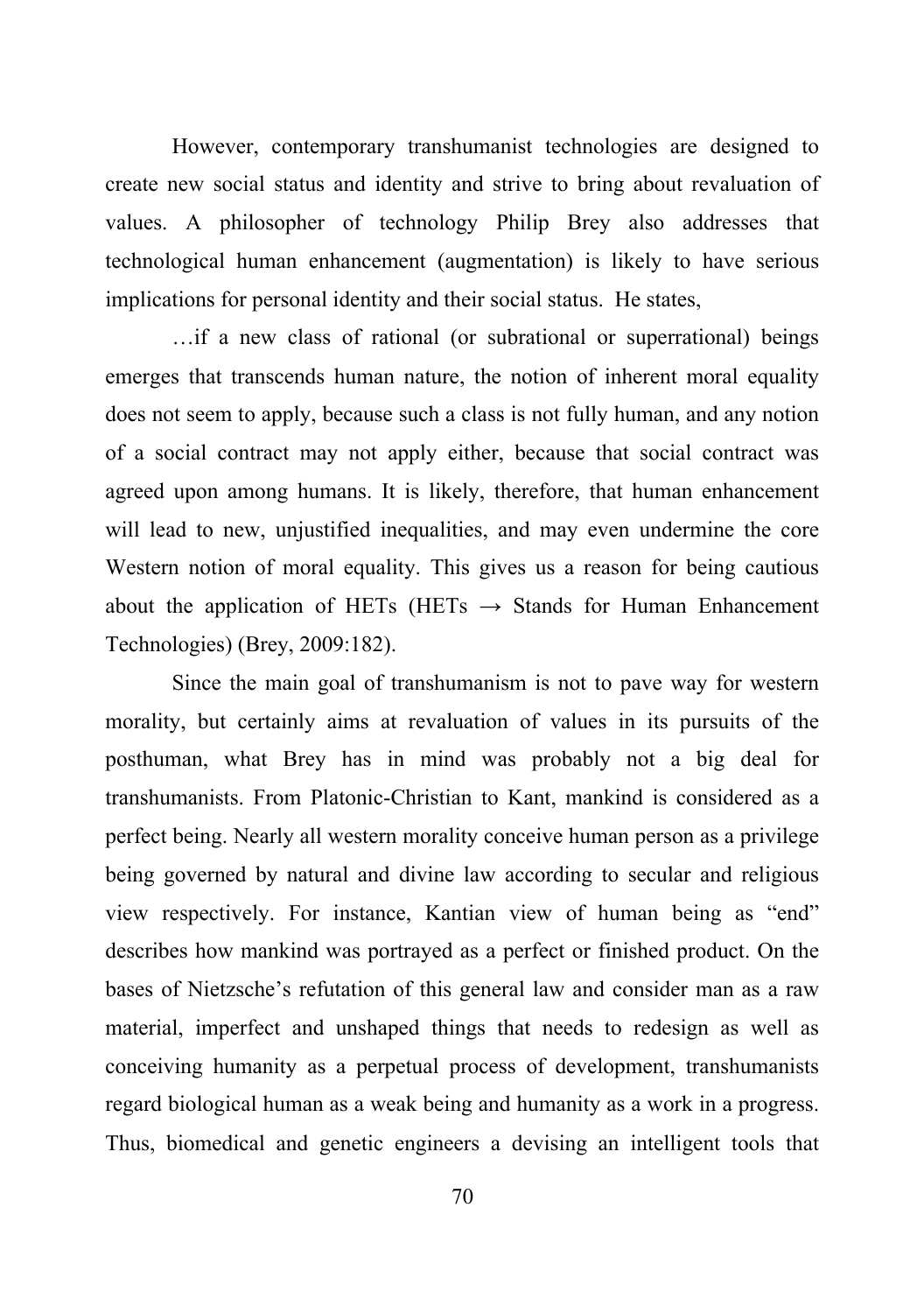However, contemporary transhumanist technologies are designed to create new social status and identity and strive to bring about revaluation of values. A philosopher of technology Philip Brey also addresses that technological human enhancement (augmentation) is likely to have serious implications for personal identity and their social status. He states,

> …if a new class of rational (or subrational or superrational) beings emerges that transcends human nature, the notion of inherent moral equality does not seem to apply, because such a class is not fully human, and any notion of a social contract may not apply either, because that social contract was agreed upon among humans. It is likely, therefore, that human enhancement will lead to new, unjustified inequalities, and may even undermine the core Western notion of moral equality. This gives us a reason for being cautious about the application of HETs (HETs → Stands for Human Enhancement Technologies) (Brey, 2009:182).

Since the main goal of transhumanism is not to pave way for western morality, but certainly aims at revaluation of values in its pursuits of the posthuman, what Brey has in mind was probably not a big deal for transhumanists. From Platonic-Christian to Kant, mankind is considered as a perfect being. Nearly all western morality conceive human person as a privilege being governed by natural and divine law according to secular and religious view respectively. For instance, Kantian view of human being as "end" describes how mankind was portrayed as a perfect or finished product. On the bases of Nietzsche's refutation of this general law and consider man as a raw material, imperfect and unshaped things that needs to redesign as well as conceiving humanity as a perpetual process of development, transhumanists regard biological human as a weak being and humanity as a work in a progress. Thus, biomedical and genetic engineers a devising an intelligent tools that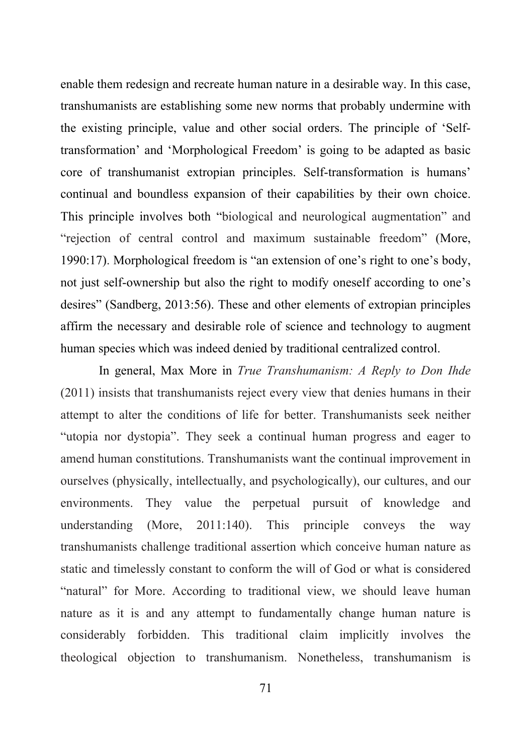enable them redesign and recreate human nature in a desirable way. In this case, transhumanists are establishing some new norms that probably undermine with the existing principle, value and other social orders. The principle of 'Self-transformation' and 'Morphological Freedom' is going to be adapted as basic core of transhumanist extropian principles. Self-transformation is humans' continual and boundless expansion of their capabilities by their own choice. This principle involves both "biological and neurological augmentation" and "rejection of central control and maximum sustainable freedom" (More, 1990:17). Morphological freedom is "an extension of one's right to one's body, not just self-ownership but also the right to modify oneself according to one's desires" (Sandberg, 2013:56). These and other elements of extropian principles affirm the necessary and desirable role of science and technology to augment human species which was indeed denied by traditional centralized control.

In general, Max More in *True Transhumanism: A Reply to Don Ihde* (2011) insists that transhumanists reject every view that denies humans in their attempt to alter the conditions of life for better. Transhumanists seek neither "utopia nor dystopia". They seek a continual human progress and eager to amend human constitutions. Transhumanists want the continual improvement in ourselves (physically, intellectually, and psychologically), our cultures, and our environments. They value the perpetual pursuit of knowledge and understanding (More, 2011:140). This principle conveys the way transhumanists challenge traditional assertion which conceive human nature as static and timelessly constant to conform the will of God or what is considered "natural" for More. According to traditional view, we should leave human nature as it is and any attempt to fundamentally change human nature is considerably forbidden. This traditional claim implicitly involves the theological objection to transhumanism. Nonetheless, transhumanism is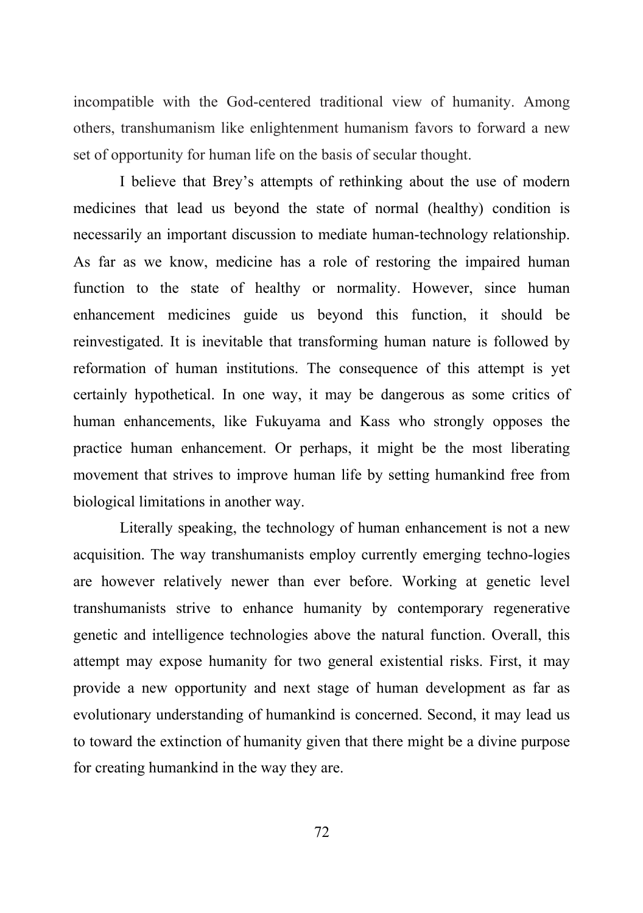incompatible with the God-centered traditional view of humanity. Among others, transhumanism like enlightenment humanism favors to forward a new set of opportunity for human life on the basis of secular thought.

I believe that Brey's attempts of rethinking about the use of modern medicines that lead us beyond the state of normal (healthy) condition is necessarily an important discussion to mediate human-technology relationship. As far as we know, medicine has a role of restoring the impaired human function to the state of healthy or normality. However, since human enhancement medicines guide us beyond this function, it should be reinvestigated. It is inevitable that transforming human nature is followed by reformation of human institutions. The consequence of this attempt is yet certainly hypothetical. In one way, it may be dangerous as some critics of human enhancements, like Fukuyama and Kass who strongly opposes the practice human enhancement. Or perhaps, it might be the most liberating movement that strives to improve human life by setting humankind free from biological limitations in another way.

Literally speaking, the technology of human enhancement is not a new acquisition. The way transhumanists employ currently emerging techno-logies are however relatively newer than ever before. Working at genetic level transhumanists strive to enhance humanity by contemporary regenerative genetic and intelligence technologies above the natural function. Overall, this attempt may expose humanity for two general existential risks. First, it may provide a new opportunity and next stage of human development as far as evolutionary understanding of humankind is concerned. Second, it may lead us to toward the extinction of humanity given that there might be a divine purpose for creating humankind in the way they are.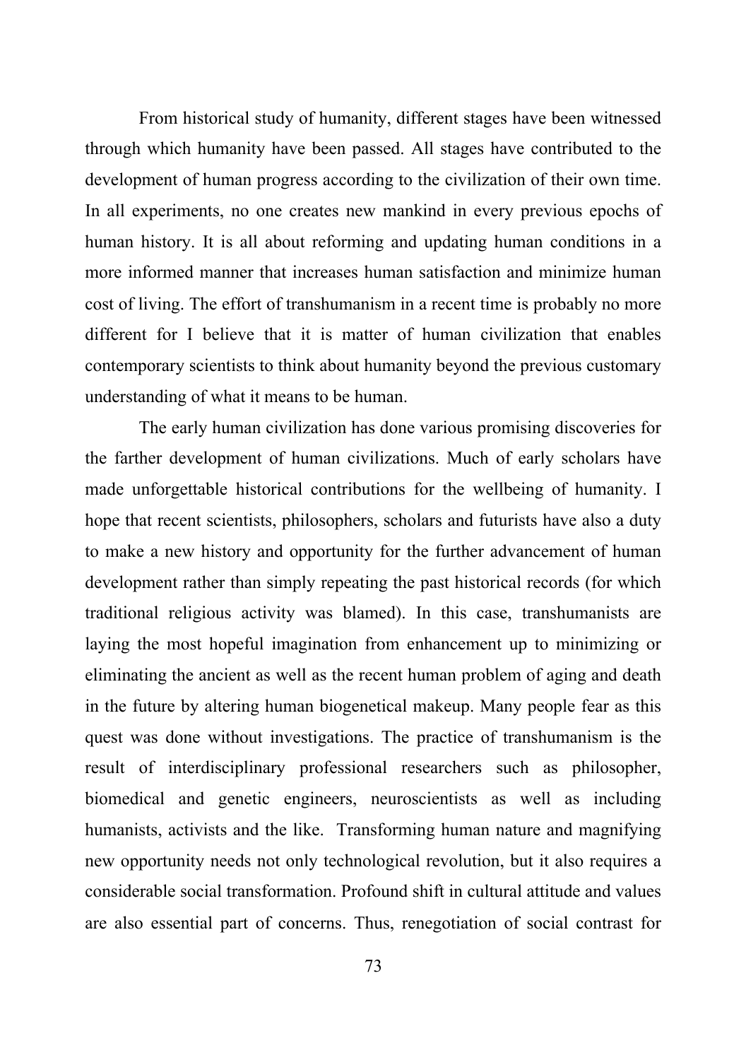From historical study of humanity, different stages have been witnessed through which humanity have been passed. All stages have contributed to the development of human progress according to the civilization of their own time. In all experiments, no one creates new mankind in every previous epochs of human history. It is all about reforming and updating human conditions in a more informed manner that increases human satisfaction and minimize human cost of living. The effort of transhumanism in a recent time is probably no more different for I believe that it is matter of human civilization that enables contemporary scientists to think about humanity beyond the previous customary understanding of what it means to be human.

The early human civilization has done various promising discoveries for the farther development of human civilizations. Much of early scholars have made unforgettable historical contributions for the wellbeing of humanity. I hope that recent scientists, philosophers, scholars and futurists have also a duty to make a new history and opportunity for the further advancement of human development rather than simply repeating the past historical records (for which traditional religious activity was blamed). In this case, transhumanists are laying the most hopeful imagination from enhancement up to minimizing or eliminating the ancient as well as the recent human problem of aging and death in the future by altering human biogenetical makeup. Many people fear as this quest was done without investigations. The practice of transhumanism is the result of interdisciplinary professional researchers such as philosopher, biomedical and genetic engineers, neuroscientists as well as including humanists, activists and the like. Transforming human nature and magnifying new opportunity needs not only technological revolution, but it also requires a considerable social transformation. Profound shift in cultural attitude and values are also essential part of concerns. Thus, renegotiation of social contrast for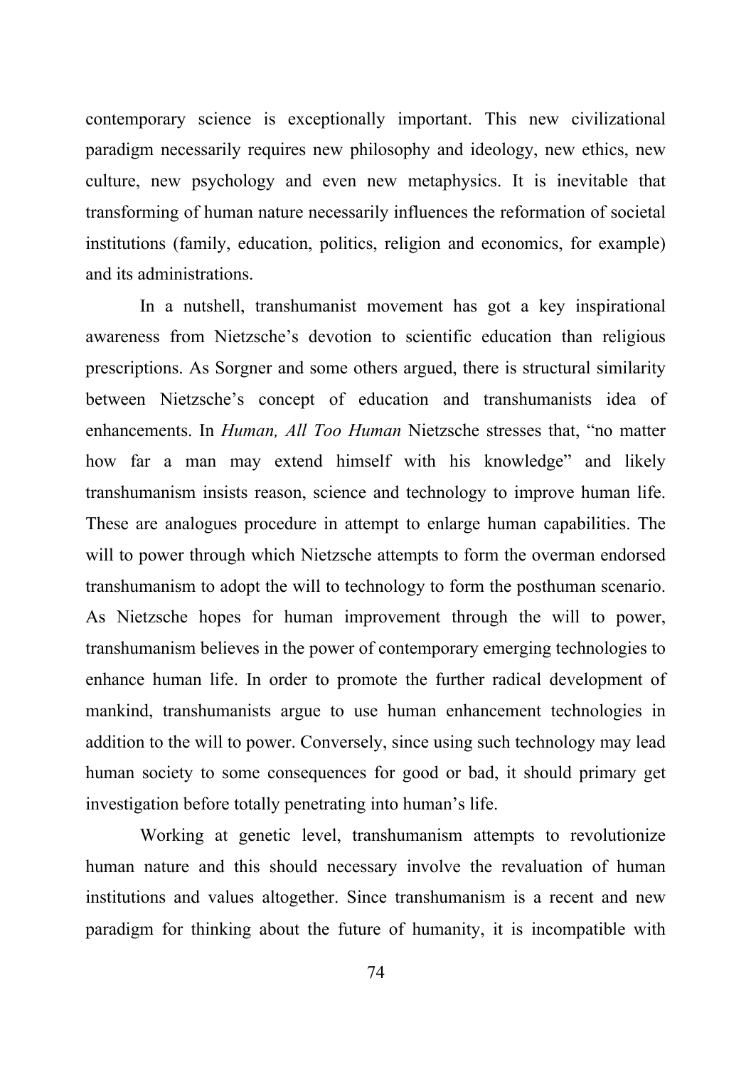contemporary science is exceptionally important. This new civilizational paradigm necessarily requires new philosophy and ideology, new ethics, new culture, new psychology and even new metaphysics. It is inevitable that transforming of human nature necessarily influences the reformation of societal institutions (family, education, politics, religion and economics, for example) and its administrations.

In a nutshell, transhumanist movement has got a key inspirational awareness from Nietzsche's devotion to scientific education than religious prescriptions. As Sorgner and some others argued, there is structural similarity between Nietzsche's concept of education and transhumanists idea of enhancements. In *Human, All Too Human* Nietzsche stresses that, "no matter how far a man may extend himself with his knowledge" and likely transhumanism insists reason, science and technology to improve human life. These are analogues procedure in attempt to enlarge human capabilities. The will to power through which Nietzsche attempts to form the overman endorsed transhumanism to adopt the will to technology to form the posthuman scenario. As Nietzsche hopes for human improvement through the will to power, transhumanism believes in the power of contemporary emerging technologies to enhance human life. In order to promote the further radical development of mankind, transhumanists argue to use human enhancement technologies in addition to the will to power. Conversely, since using such technology may lead human society to some consequences for good or bad, it should primary get investigation before totally penetrating into human's life.

Working at genetic level, transhumanism attempts to revolutionize human nature and this should necessary involve the revaluation of human institutions and values altogether. Since transhumanism is a recent and new paradigm for thinking about the future of humanity, it is incompatible with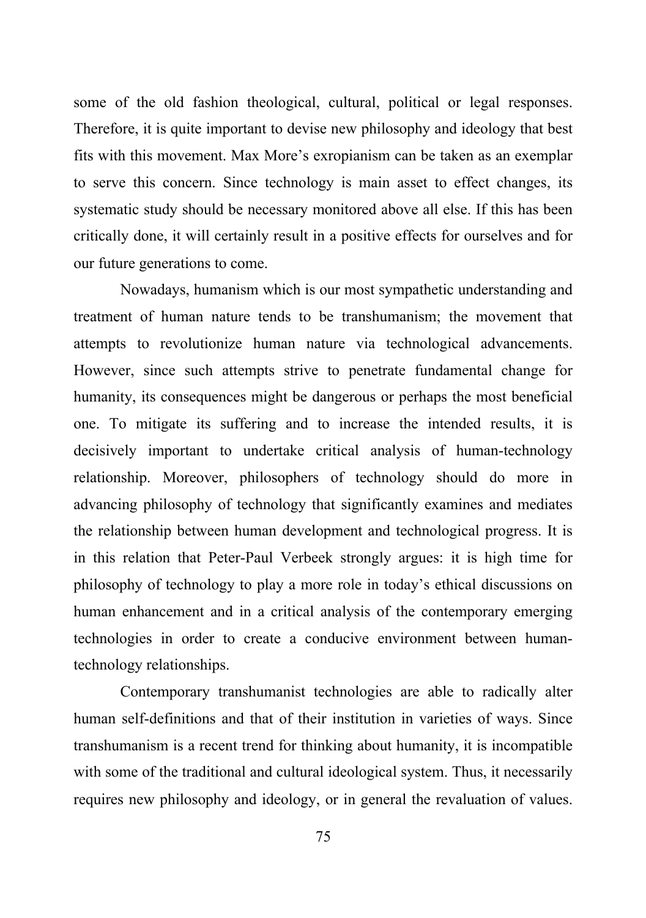some of the old fashion theological, cultural, political or legal responses. Therefore, it is quite important to devise new philosophy and ideology that best fits with this movement. Max More's exropianism can be taken as an exemplar to serve this concern. Since technology is main asset to effect changes, its systematic study should be necessary monitored above all else. If this has been critically done, it will certainly result in a positive effects for ourselves and for our future generations to come.

Nowadays, humanism which is our most sympathetic understanding and treatment of human nature tends to be transhumanism; the movement that attempts to revolutionize human nature via technological advancements. However, since such attempts strive to penetrate fundamental change for humanity, its consequences might be dangerous or perhaps the most beneficial one. To mitigate its suffering and to increase the intended results, it is decisively important to undertake critical analysis of human-technology relationship. Moreover, philosophers of technology should do more in advancing philosophy of technology that significantly examines and mediates the relationship between human development and technological progress. It is in this relation that Peter-Paul Verbeek strongly argues: it is high time for philosophy of technology to play a more role in today's ethical discussions on human enhancement and in a critical analysis of the contemporary emerging technologies in order to create a conducive environment between human-technology relationships.

Contemporary transhumanist technologies are able to radically alter human self-definitions and that of their institution in varieties of ways. Since transhumanism is a recent trend for thinking about humanity, it is incompatible with some of the traditional and cultural ideological system. Thus, it necessarily requires new philosophy and ideology, or in general the revaluation of values.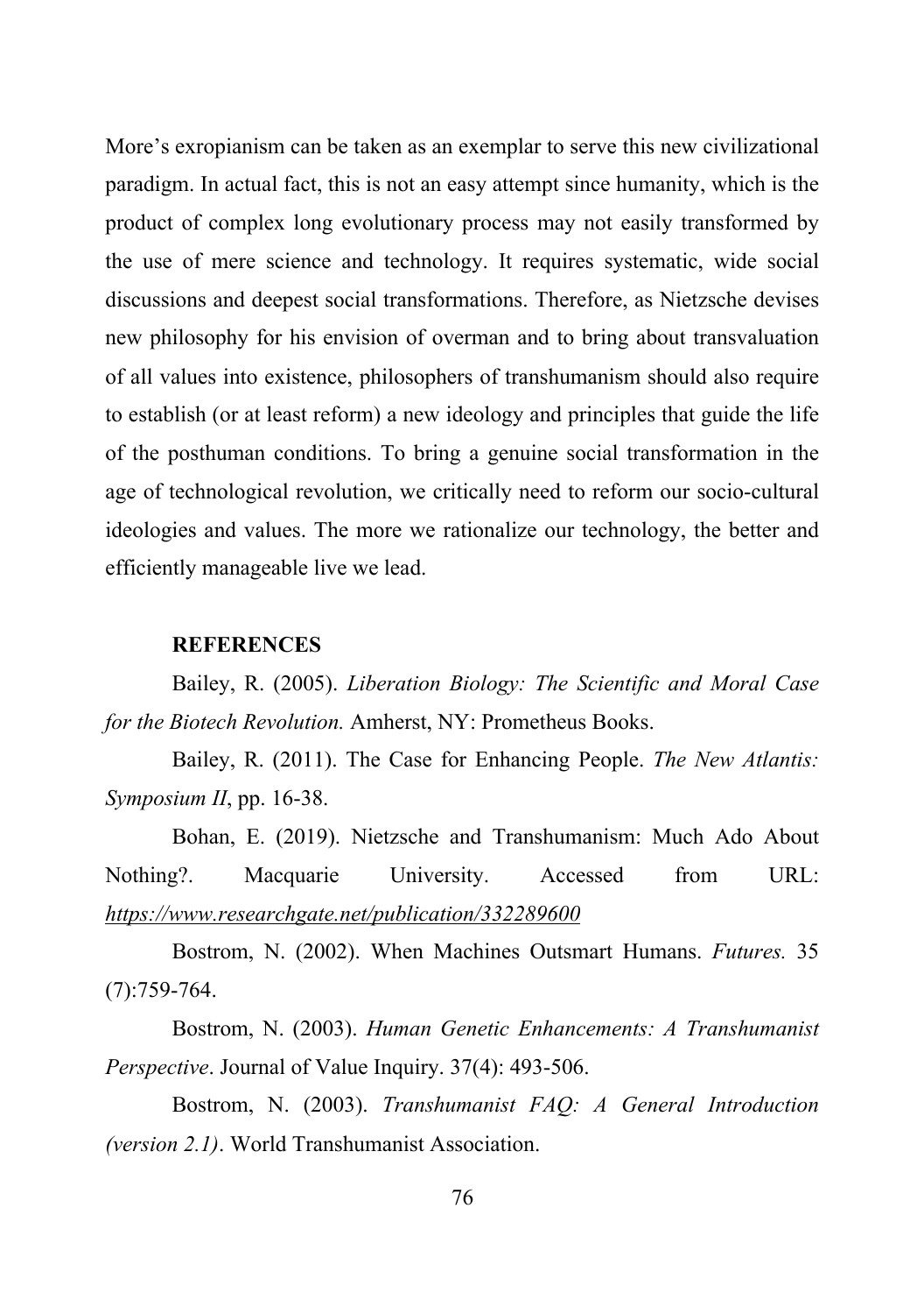More's exropianism can be taken as an exemplar to serve this new civilizational paradigm. In actual fact, this is not an easy attempt since humanity, which is the product of complex long evolutionary process may not easily transformed by the use of mere science and technology. It requires systematic, wide social discussions and deepest social transformations. Therefore, as Nietzsche devises new philosophy for his envision of overman and to bring about transvaluation of all values into existence, philosophers of transhumanism should also require to establish (or at least reform) a new ideology and principles that guide the life of the posthuman conditions. To bring a genuine social transformation in the age of technological revolution, we critically need to reform our socio-cultural ideologies and values. The more we rationalize our technology, the better and efficiently manageable live we lead.

## REFERENCES

Bailey, R. (2005). *Liberation Biology: The Scientific and Moral Case for the Biotech Revolution.* Amherst, NY: Prometheus Books.

Bailey, R. (2011). The Case for Enhancing People. *The New Atlantis: Symposium II*, pp. 16-38.

Bohan, E. (2019). Nietzsche and Transhumanism: Much Ado About Nothing?. Macquarie University. Accessed from URL: *https://www.researchgate.net/publication/332289600*

Bostrom, N. (2002). When Machines Outsmart Humans. *Futures.* 35 (7):759-764.

Bostrom, N. (2003). *Human Genetic Enhancements: A Transhumanist Perspective*. Journal of Value Inquiry. 37(4): 493-506.

Bostrom, N. (2003). *Transhumanist FAQ: A General Introduction (version 2.1)*. World Transhumanist Association.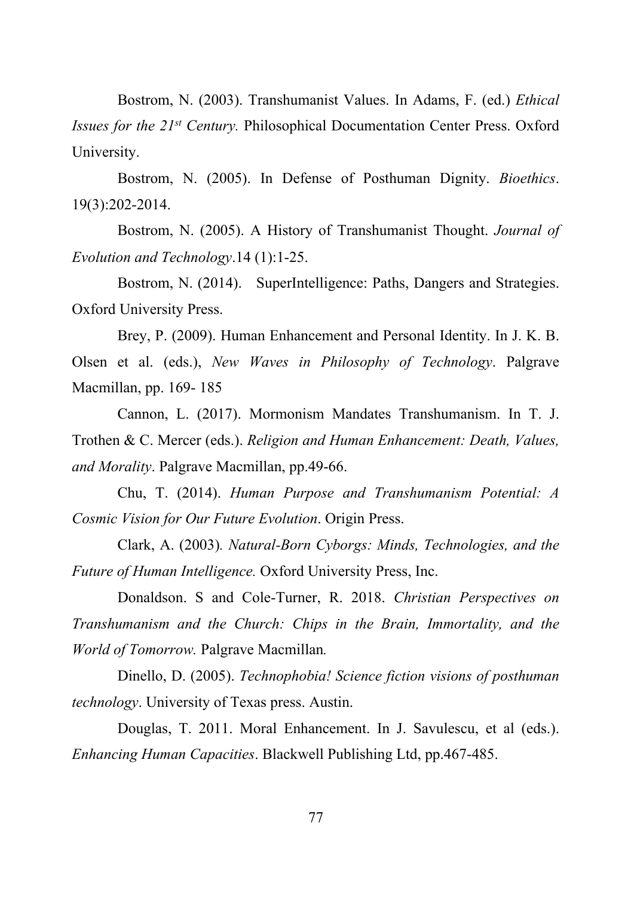Bostrom, N. (2003). Transhumanist Values. In Adams, F. (ed.) *Ethical Issues for the 21st Century.* Philosophical Documentation Center Press. Oxford University.

Bostrom, N. (2005). In Defense of Posthuman Dignity. *Bioethics*. 19(3):202-2014.

Bostrom, N. (2005). A History of Transhumanist Thought. *Journal of Evolution and Technology*.14 (1):1-25.

Bostrom, N. (2014). SuperIntelligence: Paths, Dangers and Strategies. Oxford University Press.

Brey, P. (2009). Human Enhancement and Personal Identity. In J. K. B. Olsen et al. (eds.), *New Waves in Philosophy of Technology*. Palgrave Macmillan, pp. 169- 185

Cannon, L. (2017). Mormonism Mandates Transhumanism. In T. J. Trothen & C. Mercer (eds.). *Religion and Human Enhancement: Death, Values, and Morality*. Palgrave Macmillan, pp.49-66.

Chu, T. (2014). *Human Purpose and Transhumanism Potential: A Cosmic Vision for Our Future Evolution*. Origin Press.

Clark, A. (2003). *Natural-Born Cyborgs: Minds, Technologies, and the Future of Human Intelligence.* Oxford University Press, Inc.

Donaldson. S and Cole-Turner, R. 2018. *Christian Perspectives on Transhumanism and the Church: Chips in the Brain, Immortality, and the World of Tomorrow.* Palgrave Macmillan.

Dinello, D. (2005). *Technophobia! Science fiction visions of posthuman technology*. University of Texas press. Austin.

Douglas, T. 2011. Moral Enhancement. In J. Savulescu, et al (eds.). *Enhancing Human Capacities*. Blackwell Publishing Ltd, pp.467-485.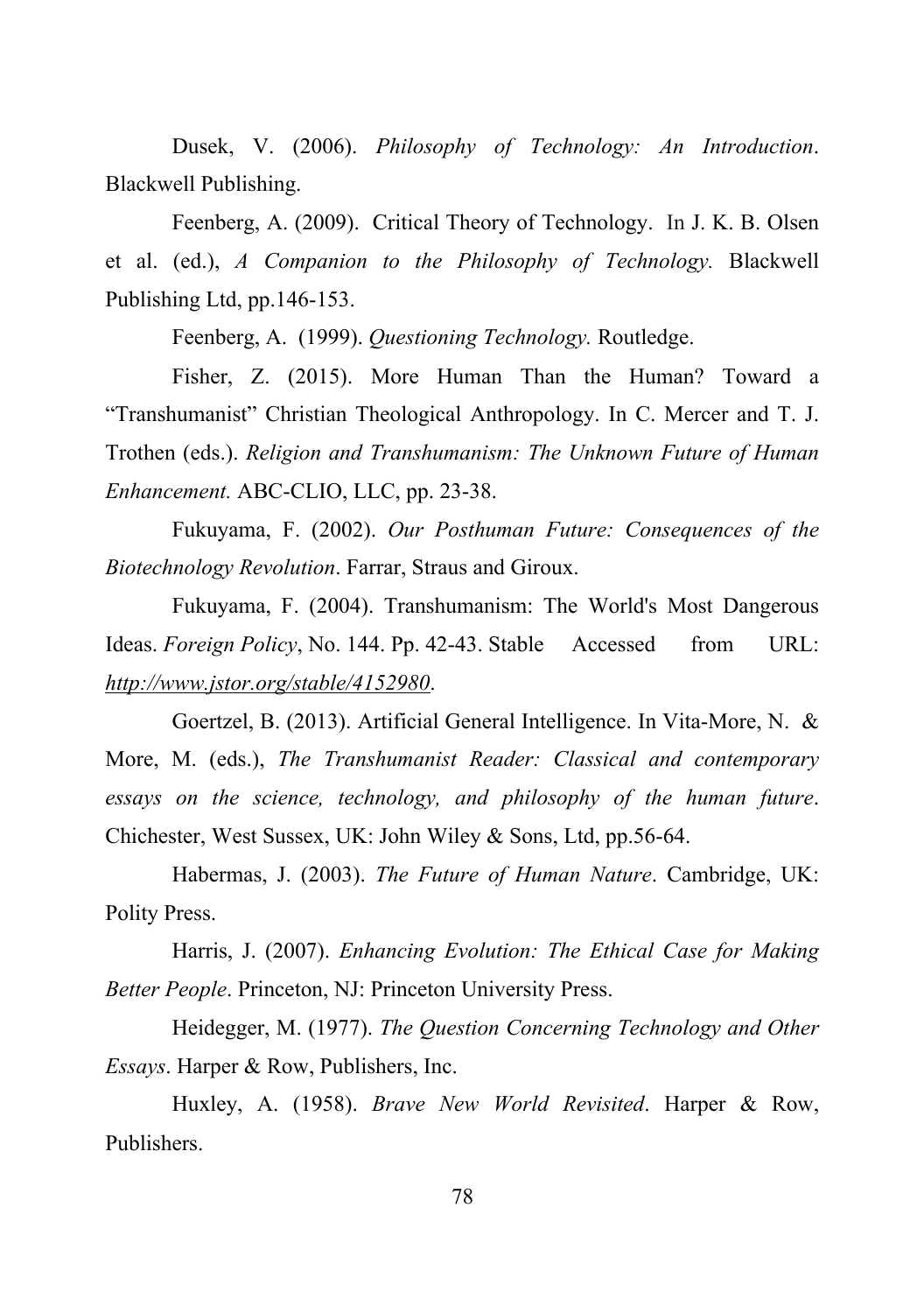Dusek, V. (2006). *Philosophy of Technology: An Introduction*. Blackwell Publishing.

Feenberg, A. (2009). Critical Theory of Technology. In J. K. B. Olsen et al. (ed.), *A Companion to the Philosophy of Technology.* Blackwell Publishing Ltd, pp.146-153.

Feenberg, A. (1999). *Questioning Technology.* Routledge.

Fisher, Z. (2015). More Human Than the Human? Toward a "Transhumanist" Christian Theological Anthropology. In C. Mercer and T. J. Trothen (eds.). *Religion and Transhumanism: The Unknown Future of Human Enhancement.* ABC-CLIO, LLC, pp. 23-38.

Fukuyama, F. (2002). *Our Posthuman Future: Consequences of the Biotechnology Revolution*. Farrar, Straus and Giroux.

Fukuyama, F. (2004). Transhumanism: The World's Most Dangerous Ideas. *Foreign Policy*, No. 144. Pp. 42-43. Stable Accessed from URL: *http://www.jstor.org/stable/4152980*.

Goertzel, B. (2013). Artificial General Intelligence. In Vita-More, N. & More, M. (eds.), *The Transhumanist Reader: Classical and contemporary essays on the science, technology, and philosophy of the human future*. Chichester, West Sussex, UK: John Wiley & Sons, Ltd, pp.56-64.

Habermas, J. (2003). *The Future of Human Nature*. Cambridge, UK: Polity Press.

Harris, J. (2007). *Enhancing Evolution: The Ethical Case for Making Better People*. Princeton, NJ: Princeton University Press.

Heidegger, M. (1977). *The Question Concerning Technology and Other Essays*. Harper & Row, Publishers, Inc.

Huxley, A. (1958). *Brave New World Revisited*. Harper & Row, Publishers.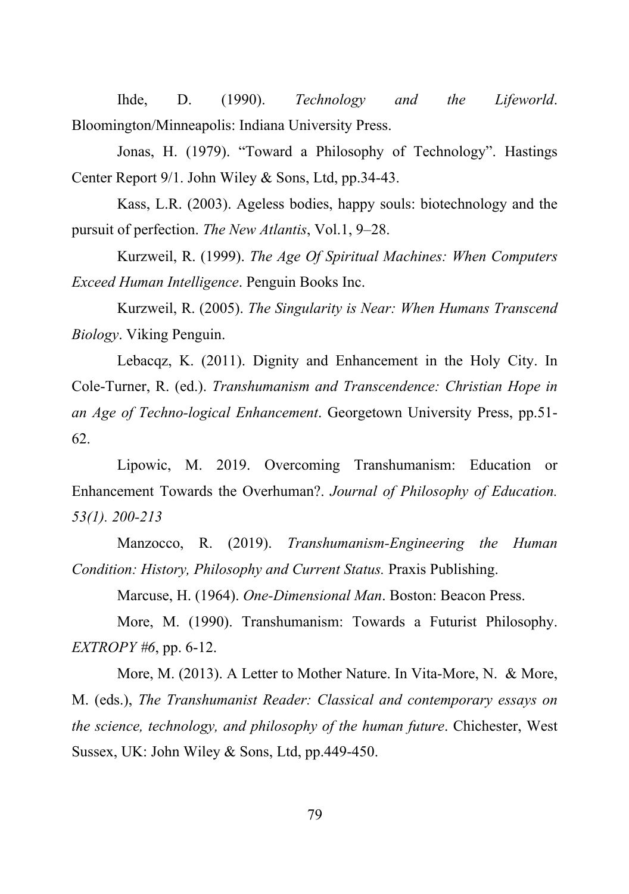Ihde, D. (1990). *Technology and the Lifeworld*. Bloomington/Minneapolis: Indiana University Press.

Jonas, H. (1979). "Toward a Philosophy of Technology". Hastings Center Report 9/1. John Wiley & Sons, Ltd, pp.34-43.

Kass, L.R. (2003). Ageless bodies, happy souls: biotechnology and the pursuit of perfection. *The New Atlantis*, Vol.1, 9–28.

Kurzweil, R. (1999). *The Age Of Spiritual Machines: When Computers Exceed Human Intelligence*. Penguin Books Inc.

Kurzweil, R. (2005). *The Singularity is Near: When Humans Transcend Biology*. Viking Penguin.

Lebacqz, K. (2011). Dignity and Enhancement in the Holy City. In Cole-Turner, R. (ed.). *Transhumanism and Transcendence: Christian Hope in an Age of Techno-logical Enhancement*. Georgetown University Press, pp.51-62.

Lipowic, M. 2019. Overcoming Transhumanism: Education or Enhancement Towards the Overhuman?. *Journal of Philosophy of Education. 53(1). 200-213*

Manzocco, R. (2019). *Transhumanism-Engineering the Human Condition: History, Philosophy and Current Status.* Praxis Publishing.

Marcuse, H. (1964). *One-Dimensional Man*. Boston: Beacon Press.

More, M. (1990). Transhumanism: Towards a Futurist Philosophy. *EXTROPY #6*, pp. 6-12.

More, M. (2013). A Letter to Mother Nature. In Vita-More, N. & More, M. (eds.), *The Transhumanist Reader: Classical and contemporary essays on the science, technology, and philosophy of the human future*. Chichester, West Sussex, UK: John Wiley & Sons, Ltd, pp.449-450.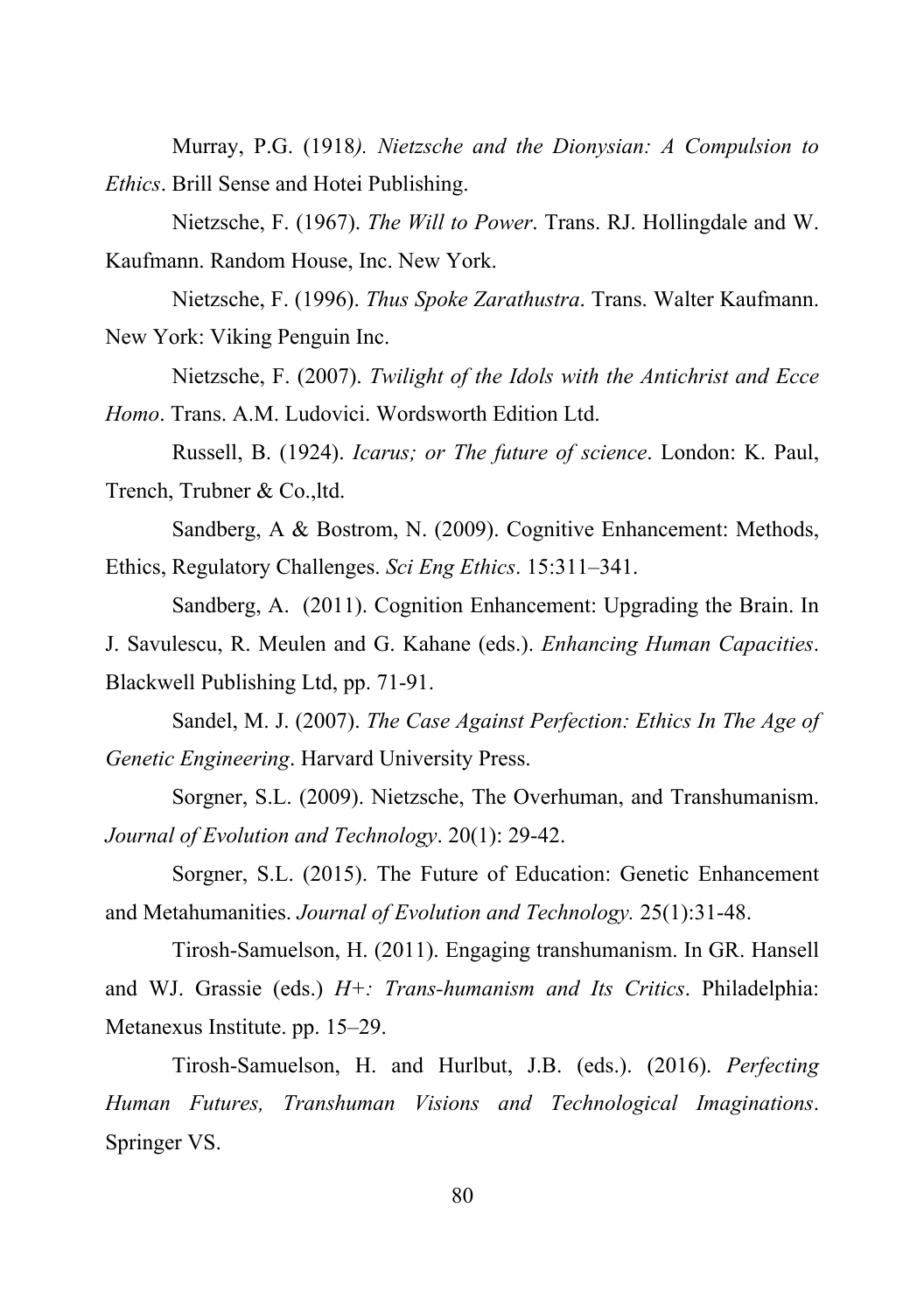Murray, P.G. (1918*). Nietzsche and the Dionysian: A Compulsion to Ethics*. Brill Sense and Hotei Publishing.

Nietzsche, F. (1967). *The Will to Power*. Trans. RJ. Hollingdale and W. Kaufmann. Random House, Inc. New York.

Nietzsche, F. (1996). *Thus Spoke Zarathustra*. Trans. Walter Kaufmann. New York: Viking Penguin Inc.

Nietzsche, F. (2007). *Twilight of the Idols with the Antichrist and Ecce Homo*. Trans. A.M. Ludovici. Wordsworth Edition Ltd.

Russell, B. (1924). *Icarus; or The future of science*. London: K. Paul, Trench, Trubner & Co.,ltd.

Sandberg, A & Bostrom, N. (2009). Cognitive Enhancement: Methods, Ethics, Regulatory Challenges. *Sci Eng Ethics*. 15:311–341.

Sandberg, A. (2011). Cognition Enhancement: Upgrading the Brain. In J. Savulescu, R. Meulen and G. Kahane (eds.). *Enhancing Human Capacities*. Blackwell Publishing Ltd, pp. 71-91.

Sandel, M. J. (2007). *The Case Against Perfection: Ethics In The Age of Genetic Engineering*. Harvard University Press.

Sorgner, S.L. (2009). Nietzsche, The Overhuman, and Transhumanism. *Journal of Evolution and Technology*. 20(1): 29-42.

Sorgner, S.L. (2015). The Future of Education: Genetic Enhancement and Metahumanities. *Journal of Evolution and Technology.* 25(1):31-48.

Tirosh-Samuelson, H. (2011). Engaging transhumanism. In GR. Hansell and WJ. Grassie (eds.) *H+: Trans-humanism and Its Critics*. Philadelphia: Metanexus Institute. pp. 15–29.

Tirosh-Samuelson, H. and Hurlbut, J.B. (eds.). (2016). *Perfecting Human Futures, Transhuman Visions and Technological Imaginations*. Springer VS.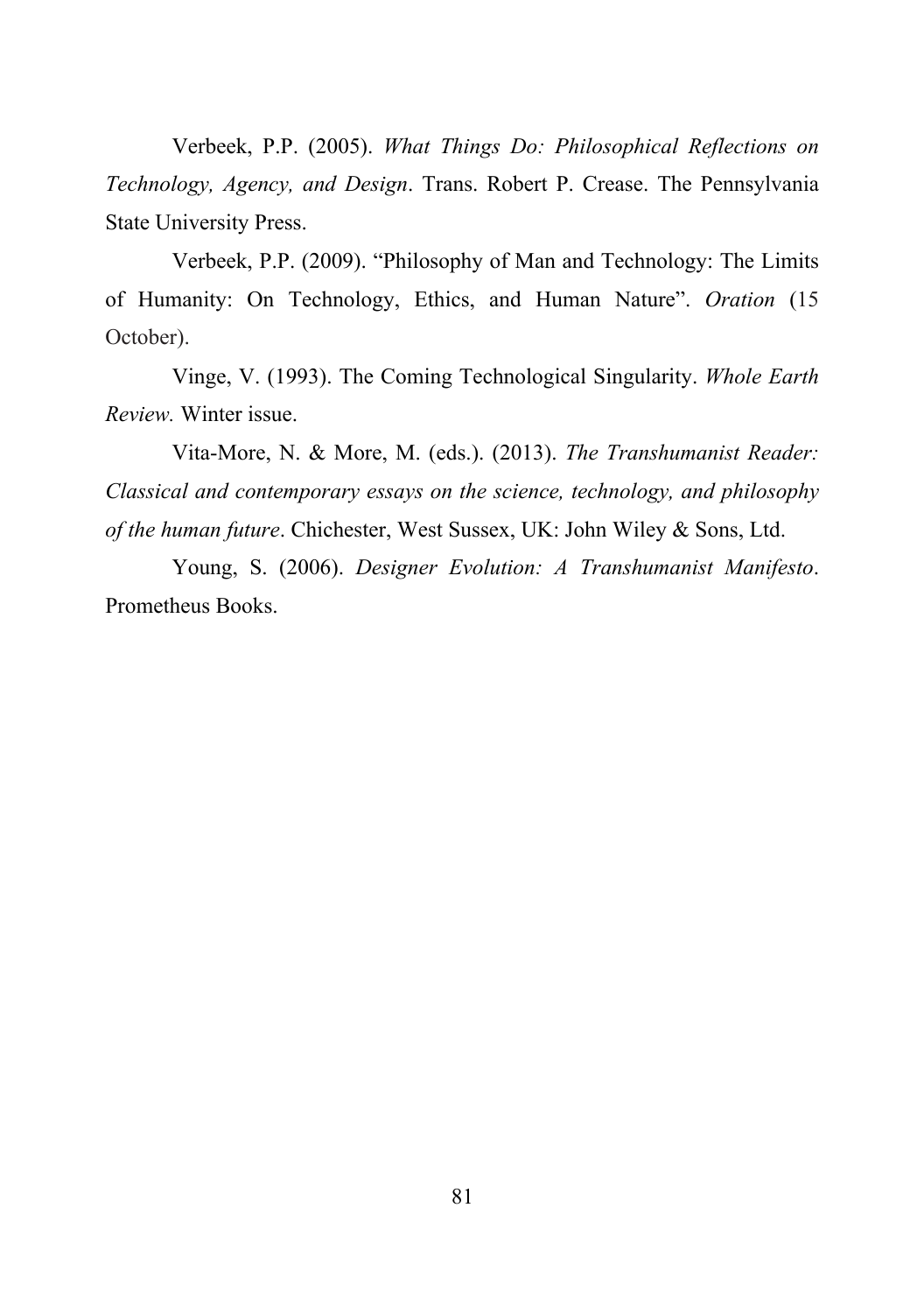Verbeek, P.P. (2005). *What Things Do: Philosophical Reflections on Technology, Agency, and Design*. Trans. Robert P. Crease. The Pennsylvania State University Press.

Verbeek, P.P. (2009). "Philosophy of Man and Technology: The Limits of Humanity: On Technology, Ethics, and Human Nature". *Oration* (15 October).

Vinge, V. (1993). The Coming Technological Singularity. *Whole Earth Review.* Winter issue.

Vita-More, N. & More, M. (eds.). (2013). *The Transhumanist Reader: Classical and contemporary essays on the science, technology, and philosophy of the human future*. Chichester, West Sussex, UK: John Wiley & Sons, Ltd.

Young, S. (2006). *Designer Evolution: A Transhumanist Manifesto*. Prometheus Books.